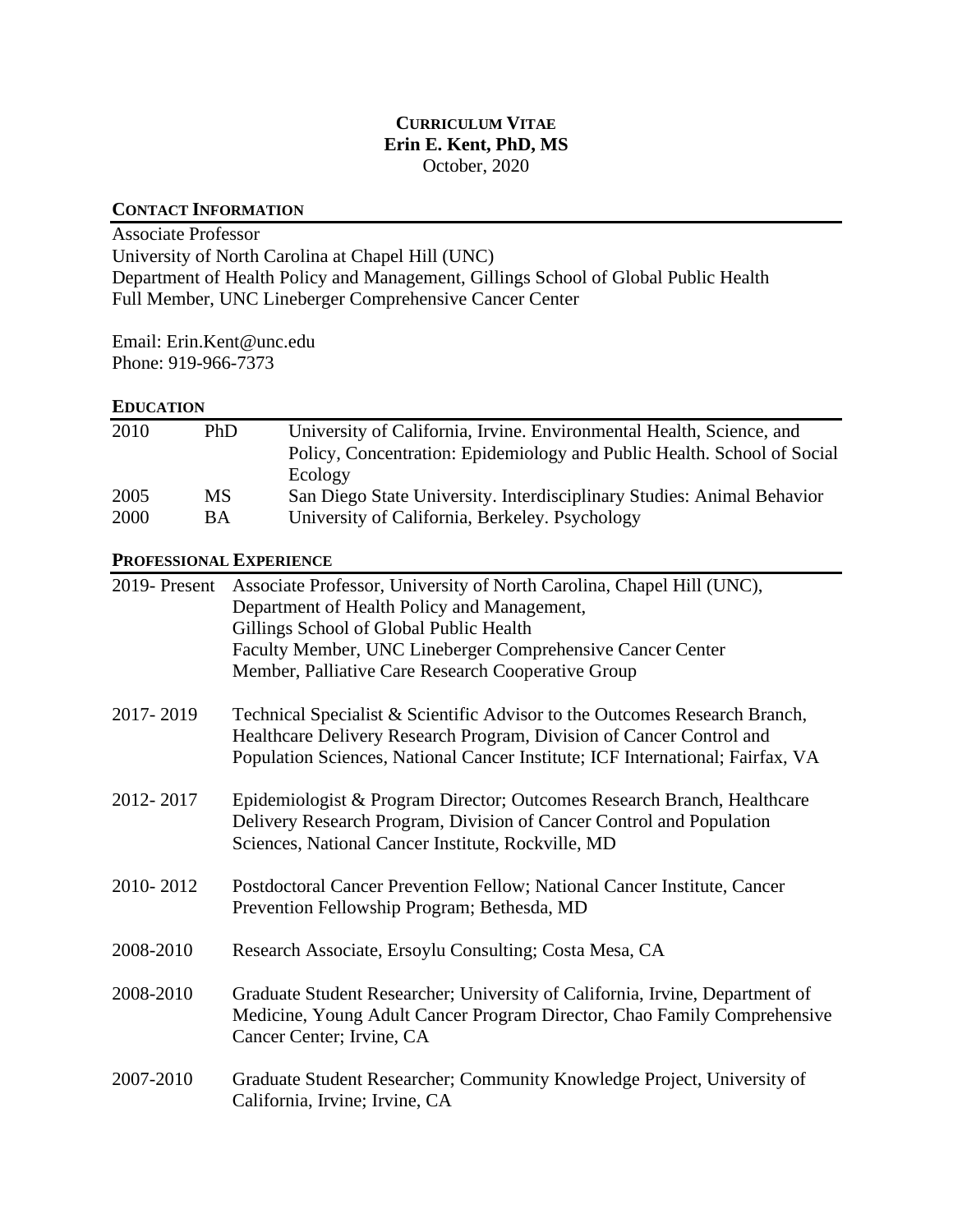# CURRICULUM VITAE
## Erin E. Kent, PhD, MS
October, 2020

## CONTACT INFORMATION

Associate Professor
University of North Carolina at Chapel Hill (UNC)
Department of Health Policy and Management, Gillings School of Global Public Health
Full Member, UNC Lineberger Comprehensive Cancer Center

Email: Erin.Kent@unc.edu
Phone: 919-966-7373

## EDUCATION

| | | |
|---|---|---|
| 2010 | PhD | University of California, Irvine. Environmental Health, Science, and Policy, Concentration: Epidemiology and Public Health. School of Social Ecology |
| 2005 | MS | San Diego State University. Interdisciplinary Studies: Animal Behavior |
| 2000 | BA | University of California, Berkeley. Psychology |

## PROFESSIONAL EXPERIENCE

| | |
|---|---|
| 2019- Present | Associate Professor, University of North Carolina, Chapel Hill (UNC), Department of Health Policy and Management, Gillings School of Global Public Health<br>Faculty Member, UNC Lineberger Comprehensive Cancer Center<br>Member, Palliative Care Research Cooperative Group |
| 2017- 2019 | Technical Specialist & Scientific Advisor to the Outcomes Research Branch, Healthcare Delivery Research Program, Division of Cancer Control and Population Sciences, National Cancer Institute; ICF International; Fairfax, VA |
| 2012- 2017 | Epidemiologist & Program Director; Outcomes Research Branch, Healthcare Delivery Research Program, Division of Cancer Control and Population Sciences, National Cancer Institute, Rockville, MD |
| 2010- 2012 | Postdoctoral Cancer Prevention Fellow; National Cancer Institute, Cancer Prevention Fellowship Program; Bethesda, MD |
| 2008-2010 | Research Associate, Ersoylu Consulting; Costa Mesa, CA |
| 2008-2010 | Graduate Student Researcher; University of California, Irvine, Department of Medicine, Young Adult Cancer Program Director, Chao Family Comprehensive Cancer Center; Irvine, CA |
| 2007-2010 | Graduate Student Researcher; Community Knowledge Project, University of California, Irvine; Irvine, CA |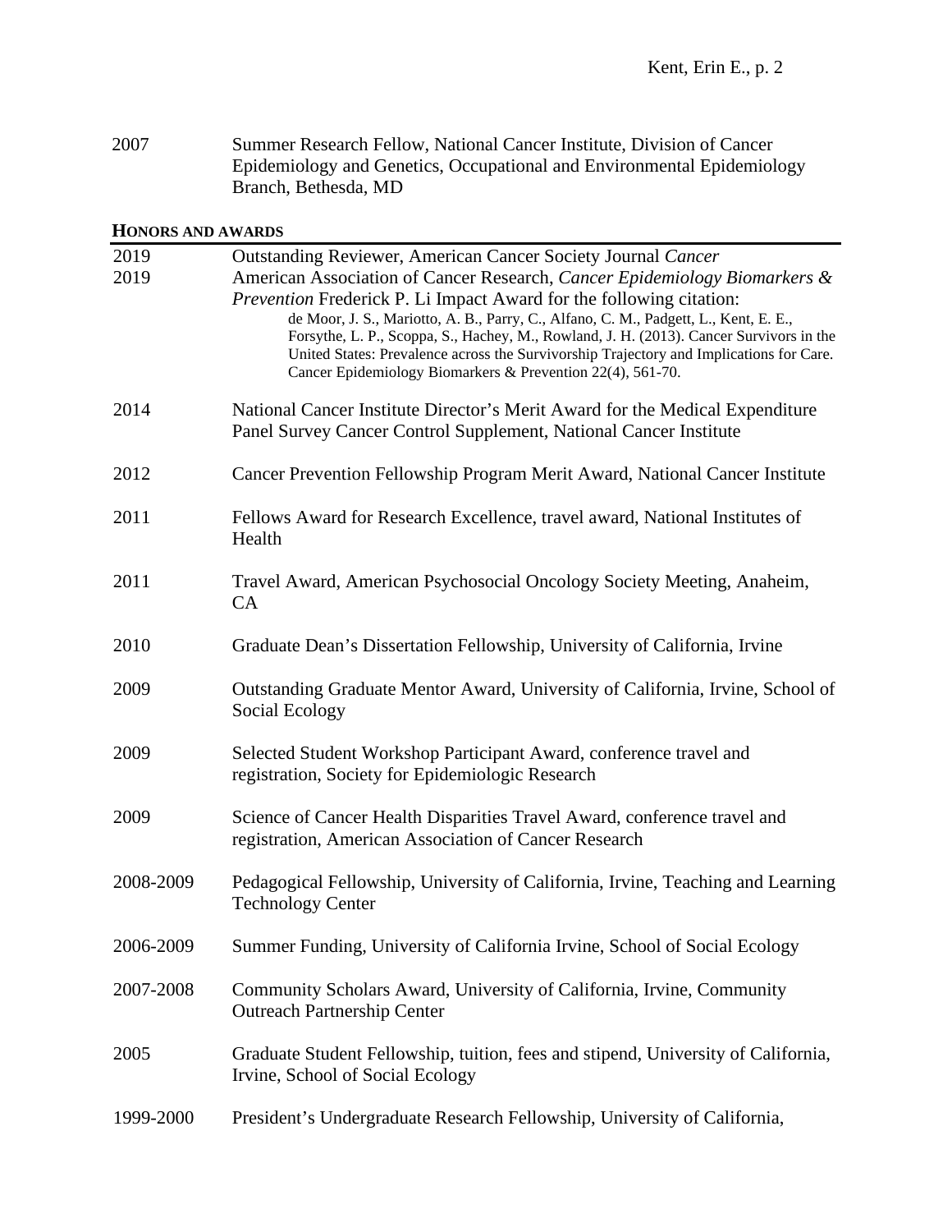2007 Summer Research Fellow, National Cancer Institute, Division of Cancer Epidemiology and Genetics, Occupational and Environmental Epidemiology Branch, Bethesda, MD

## HONORS AND AWARDS

2019 Outstanding Reviewer, American Cancer Society Journal *Cancer*

2019 American Association of Cancer Research, *Cancer Epidemiology Biomarkers & Prevention* Frederick P. Li Impact Award for the following citation:
de Moor, J. S., Mariotto, A. B., Parry, C., Alfano, C. M., Padgett, L., Kent, E. E., Forsythe, L. P., Scoppa, S., Hachey, M., Rowland, J. H. (2013). Cancer Survivors in the United States: Prevalence across the Survivorship Trajectory and Implications for Care. Cancer Epidemiology Biomarkers & Prevention 22(4), 561-70.

2014 National Cancer Institute Director's Merit Award for the Medical Expenditure Panel Survey Cancer Control Supplement, National Cancer Institute

2012 Cancer Prevention Fellowship Program Merit Award, National Cancer Institute

2011 Fellows Award for Research Excellence, travel award, National Institutes of Health

2011 Travel Award, American Psychosocial Oncology Society Meeting, Anaheim, CA

2010 Graduate Dean's Dissertation Fellowship, University of California, Irvine

2009 Outstanding Graduate Mentor Award, University of California, Irvine, School of Social Ecology

2009 Selected Student Workshop Participant Award, conference travel and registration, Society for Epidemiologic Research

2009 Science of Cancer Health Disparities Travel Award, conference travel and registration, American Association of Cancer Research

2008-2009 Pedagogical Fellowship, University of California, Irvine, Teaching and Learning Technology Center

2006-2009 Summer Funding, University of California Irvine, School of Social Ecology

2007-2008 Community Scholars Award, University of California, Irvine, Community Outreach Partnership Center

2005 Graduate Student Fellowship, tuition, fees and stipend, University of California, Irvine, School of Social Ecology

1999-2000 President's Undergraduate Research Fellowship, University of California,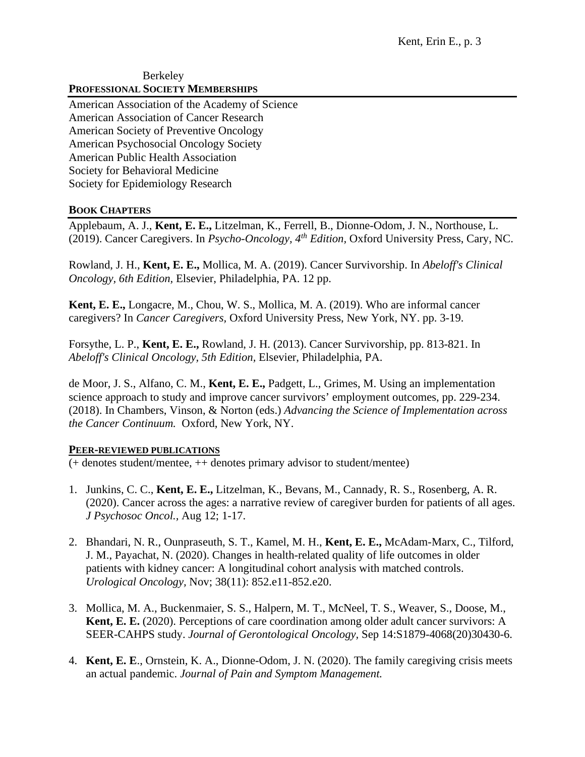Berkeley

## PROFESSIONAL SOCIETY MEMBERSHIPS

American Association of the Academy of Science
American Association of Cancer Research
American Society of Preventive Oncology
American Psychosocial Oncology Society
American Public Health Association
Society for Behavioral Medicine
Society for Epidemiology Research

## BOOK CHAPTERS

Applebaum, A. J., **Kent, E. E.,** Litzelman, K., Ferrell, B., Dionne-Odom, J. N., Northouse, L. (2019). Cancer Caregivers. In *Psycho-Oncology, 4th Edition,* Oxford University Press, Cary, NC.

Rowland, J. H., **Kent, E. E.,** Mollica, M. A. (2019). Cancer Survivorship. In *Abeloff's Clinical Oncology, 6th Edition,* Elsevier, Philadelphia, PA. 12 pp.

**Kent, E. E.,** Longacre, M., Chou, W. S., Mollica, M. A. (2019). Who are informal cancer caregivers? In *Cancer Caregivers,* Oxford University Press, New York, NY. pp. 3-19.

Forsythe, L. P., **Kent, E. E.,** Rowland, J. H. (2013). Cancer Survivorship, pp. 813-821. In *Abeloff's Clinical Oncology, 5th Edition,* Elsevier, Philadelphia, PA.

de Moor, J. S., Alfano, C. M., **Kent, E. E.,** Padgett, L., Grimes, M. Using an implementation science approach to study and improve cancer survivors' employment outcomes, pp. 229-234. (2018). In Chambers, Vinson, & Norton (eds.) *Advancing the Science of Implementation across the Cancer Continuum.* Oxford, New York, NY.

## PEER-REVIEWED PUBLICATIONS

(+ denotes student/mentee, ++ denotes primary advisor to student/mentee)

1. Junkins, C. C., **Kent, E. E.,** Litzelman, K., Bevans, M., Cannady, R. S., Rosenberg, A. R. (2020). Cancer across the ages: a narrative review of caregiver burden for patients of all ages. *J Psychosoc Oncol.,* Aug 12; 1-17.

2. Bhandari, N. R., Ounpraseuth, S. T., Kamel, M. H., **Kent, E. E.,** McAdam-Marx, C., Tilford, J. M., Payachat, N. (2020). Changes in health-related quality of life outcomes in older patients with kidney cancer: A longitudinal cohort analysis with matched controls. *Urological Oncology,* Nov; 38(11): 852.e11-852.e20.

3. Mollica, M. A., Buckenmaier, S. S., Halpern, M. T., McNeel, T. S., Weaver, S., Doose, M., **Kent, E. E.** (2020). Perceptions of care coordination among older adult cancer survivors: A SEER-CAHPS study. *Journal of Gerontological Oncology,* Sep 14:S1879-4068(20)30430-6.

4. **Kent, E. E**., Ornstein, K. A., Dionne-Odom, J. N. (2020). The family caregiving crisis meets an actual pandemic. *Journal of Pain and Symptom Management.*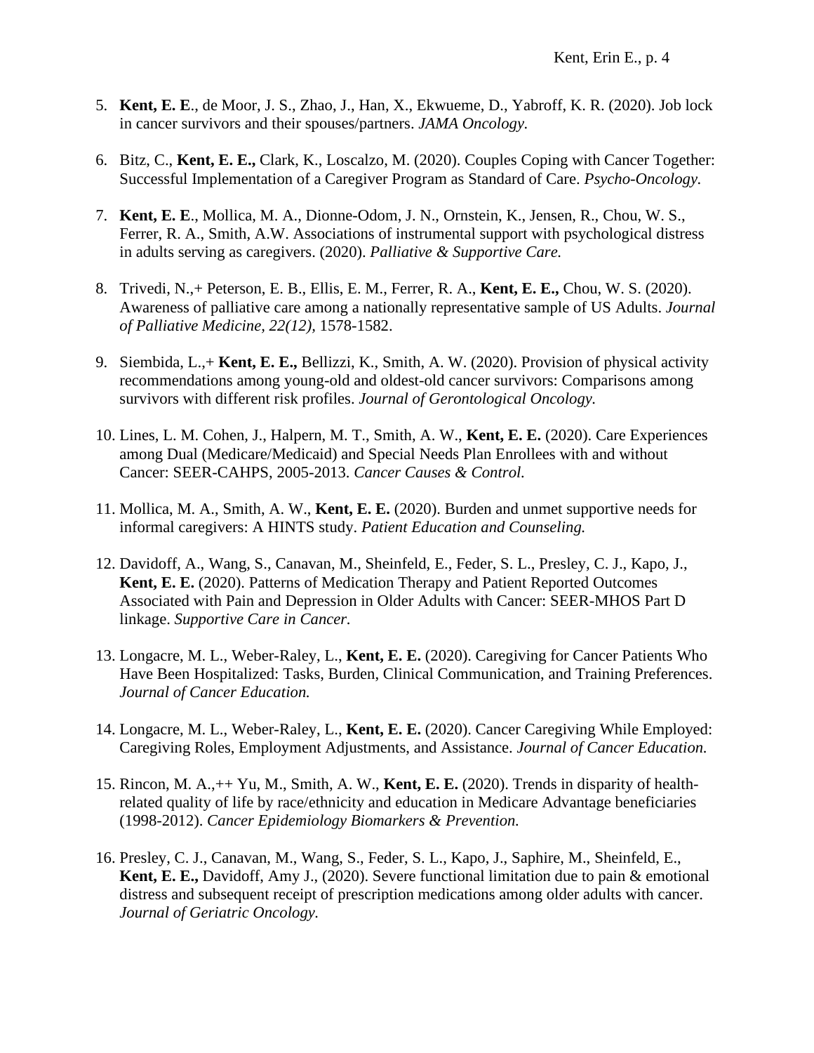5. **Kent, E. E**., de Moor, J. S., Zhao, J., Han, X., Ekwueme, D., Yabroff, K. R. (2020). Job lock in cancer survivors and their spouses/partners. *JAMA Oncology.*

6. Bitz, C., **Kent, E. E.,** Clark, K., Loscalzo, M. (2020). Couples Coping with Cancer Together: Successful Implementation of a Caregiver Program as Standard of Care. *Psycho-Oncology.*

7. **Kent, E. E**., Mollica, M. A., Dionne-Odom, J. N., Ornstein, K., Jensen, R., Chou, W. S., Ferrer, R. A., Smith, A.W. Associations of instrumental support with psychological distress in adults serving as caregivers. (2020). *Palliative & Supportive Care.*

8. Trivedi, N.,+ Peterson, E. B., Ellis, E. M., Ferrer, R. A., **Kent, E. E.,** Chou, W. S. (2020). Awareness of palliative care among a nationally representative sample of US Adults. *Journal of Palliative Medicine, 22(12),* 1578-1582.

9. Siembida, L.,+ **Kent, E. E.,** Bellizzi, K., Smith, A. W. (2020). Provision of physical activity recommendations among young-old and oldest-old cancer survivors: Comparisons among survivors with different risk profiles. *Journal of Gerontological Oncology.*

10. Lines, L. M. Cohen, J., Halpern, M. T., Smith, A. W., **Kent, E. E.** (2020). Care Experiences among Dual (Medicare/Medicaid) and Special Needs Plan Enrollees with and without Cancer: SEER-CAHPS, 2005-2013. *Cancer Causes & Control.*

11. Mollica, M. A., Smith, A. W., **Kent, E. E.** (2020). Burden and unmet supportive needs for informal caregivers: A HINTS study. *Patient Education and Counseling.*

12. Davidoff, A., Wang, S., Canavan, M., Sheinfeld, E., Feder, S. L., Presley, C. J., Kapo, J., **Kent, E. E.** (2020). Patterns of Medication Therapy and Patient Reported Outcomes Associated with Pain and Depression in Older Adults with Cancer: SEER-MHOS Part D linkage. *Supportive Care in Cancer.*

13. Longacre, M. L., Weber-Raley, L., **Kent, E. E.** (2020). Caregiving for Cancer Patients Who Have Been Hospitalized: Tasks, Burden, Clinical Communication, and Training Preferences. *Journal of Cancer Education.*

14. Longacre, M. L., Weber-Raley, L., **Kent, E. E.** (2020). Cancer Caregiving While Employed: Caregiving Roles, Employment Adjustments, and Assistance. *Journal of Cancer Education.*

15. Rincon, M. A.,++ Yu, M., Smith, A. W., **Kent, E. E.** (2020). Trends in disparity of health-related quality of life by race/ethnicity and education in Medicare Advantage beneficiaries (1998-2012). *Cancer Epidemiology Biomarkers & Prevention.*

16. Presley, C. J., Canavan, M., Wang, S., Feder, S. L., Kapo, J., Saphire, M., Sheinfeld, E., **Kent, E. E.,** Davidoff, Amy J., (2020). Severe functional limitation due to pain & emotional distress and subsequent receipt of prescription medications among older adults with cancer. *Journal of Geriatric Oncology.*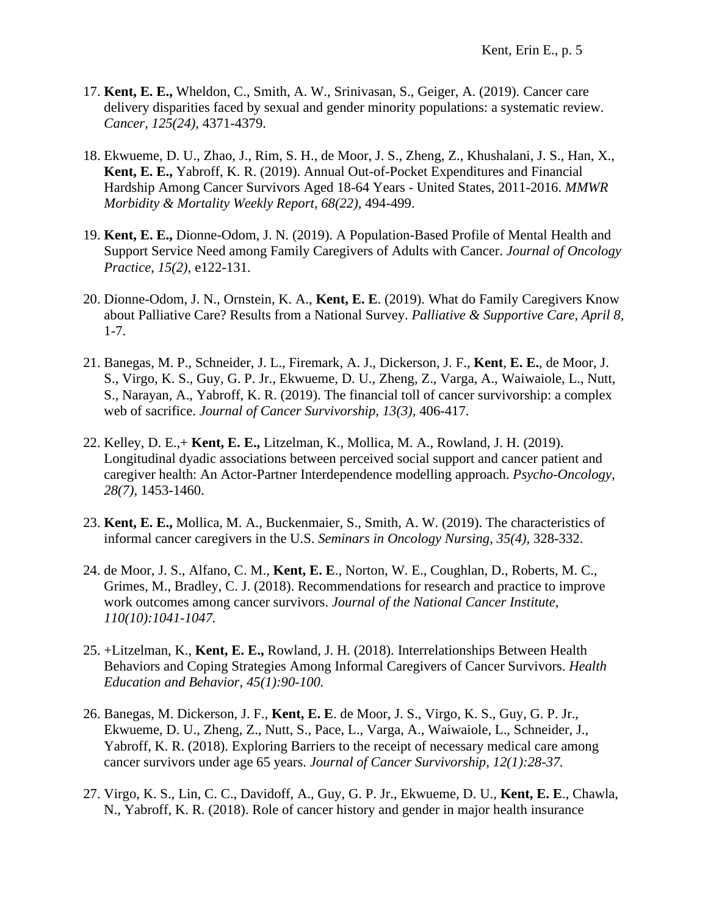17. **Kent, E. E.,** Wheldon, C., Smith, A. W., Srinivasan, S., Geiger, A. (2019). Cancer care delivery disparities faced by sexual and gender minority populations: a systematic review. *Cancer, 125(24),* 4371-4379.

18. Ekwueme, D. U., Zhao, J., Rim, S. H., de Moor, J. S., Zheng, Z., Khushalani, J. S., Han, X., **Kent, E. E.,** Yabroff, K. R. (2019). Annual Out-of-Pocket Expenditures and Financial Hardship Among Cancer Survivors Aged 18-64 Years - United States, 2011-2016. *MMWR Morbidity & Mortality Weekly Report, 68(22),* 494-499.

19. **Kent, E. E.,** Dionne-Odom, J. N. (2019). A Population-Based Profile of Mental Health and Support Service Need among Family Caregivers of Adults with Cancer. *Journal of Oncology Practice, 15(2),* e122-131.

20. Dionne-Odom, J. N., Ornstein, K. A., **Kent, E. E**. (2019). What do Family Caregivers Know about Palliative Care? Results from a National Survey. *Palliative & Supportive Care, April 8,* 1-7.

21. Banegas, M. P., Schneider, J. L., Firemark, A. J., Dickerson, J. F., **Kent**, **E. E.**, de Moor, J. S., Virgo, K. S., Guy, G. P. Jr., Ekwueme, D. U., Zheng, Z., Varga, A., Waiwaiole, L., Nutt, S., Narayan, A., Yabroff, K. R. (2019). The financial toll of cancer survivorship: a complex web of sacrifice. *Journal of Cancer Survivorship, 13(3),* 406-417.

22. Kelley, D. E.,+ **Kent, E. E.,** Litzelman, K., Mollica, M. A., Rowland, J. H. (2019). Longitudinal dyadic associations between perceived social support and cancer patient and caregiver health: An Actor-Partner Interdependence modelling approach. *Psycho-Oncology, 28(7),* 1453-1460.

23. **Kent, E. E.,** Mollica, M. A., Buckenmaier, S., Smith, A. W. (2019). The characteristics of informal cancer caregivers in the U.S. *Seminars in Oncology Nursing, 35(4),* 328-332.

24. de Moor, J. S., Alfano, C. M., **Kent, E. E**., Norton, W. E., Coughlan, D., Roberts, M. C., Grimes, M., Bradley, C. J. (2018). Recommendations for research and practice to improve work outcomes among cancer survivors. *Journal of the National Cancer Institute, 110(10):1041-1047.*

25. +Litzelman, K., **Kent, E. E.,** Rowland, J. H. (2018). Interrelationships Between Health Behaviors and Coping Strategies Among Informal Caregivers of Cancer Survivors. *Health Education and Behavior, 45(1):90-100.*

26. Banegas, M. Dickerson, J. F., **Kent, E. E**. de Moor, J. S., Virgo, K. S., Guy, G. P. Jr., Ekwueme, D. U., Zheng, Z., Nutt, S., Pace, L., Varga, A., Waiwaiole, L., Schneider, J., Yabroff, K. R. (2018). Exploring Barriers to the receipt of necessary medical care among cancer survivors under age 65 years. *Journal of Cancer Survivorship, 12(1):28-37.*

27. Virgo, K. S., Lin, C. C., Davidoff, A., Guy, G. P. Jr., Ekwueme, D. U., **Kent, E. E**., Chawla, N., Yabroff, K. R. (2018). Role of cancer history and gender in major health insurance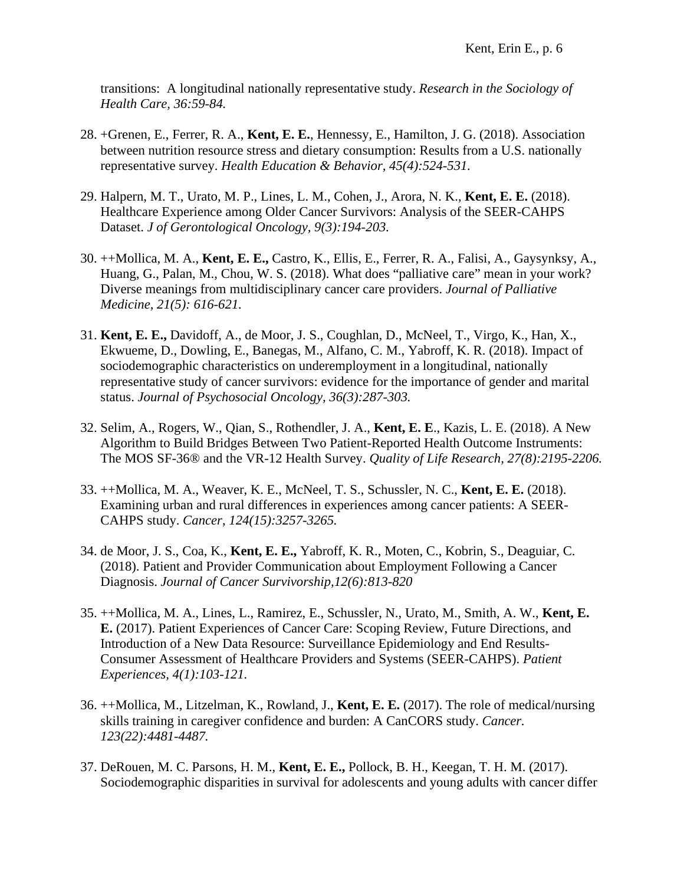transitions: A longitudinal nationally representative study. *Research in the Sociology of Health Care, 36:59-84.*

28. +Grenen, E., Ferrer, R. A., **Kent, E. E.**, Hennessy, E., Hamilton, J. G. (2018). Association between nutrition resource stress and dietary consumption: Results from a U.S. nationally representative survey. *Health Education & Behavior, 45(4):524-531.*

29. Halpern, M. T., Urato, M. P., Lines, L. M., Cohen, J., Arora, N. K., **Kent, E. E.** (2018). Healthcare Experience among Older Cancer Survivors: Analysis of the SEER-CAHPS Dataset. *J of Gerontological Oncology, 9(3):194-203.*

30. ++Mollica, M. A., **Kent, E. E.,** Castro, K., Ellis, E., Ferrer, R. A., Falisi, A., Gaysynksy, A., Huang, G., Palan, M., Chou, W. S. (2018). What does "palliative care" mean in your work? Diverse meanings from multidisciplinary cancer care providers. *Journal of Palliative Medicine, 21(5): 616-621.*

31. **Kent, E. E.,** Davidoff, A., de Moor, J. S., Coughlan, D., McNeel, T., Virgo, K., Han, X., Ekwueme, D., Dowling, E., Banegas, M., Alfano, C. M., Yabroff, K. R. (2018). Impact of sociodemographic characteristics on underemployment in a longitudinal, nationally representative study of cancer survivors: evidence for the importance of gender and marital status. *Journal of Psychosocial Oncology, 36(3):287-303.*

32. Selim, A., Rogers, W., Qian, S., Rothendler, J. A., **Kent, E. E**., Kazis, L. E. (2018). A New Algorithm to Build Bridges Between Two Patient-Reported Health Outcome Instruments: The MOS SF-36® and the VR-12 Health Survey. *Quality of Life Research, 27(8):2195-2206.*

33. ++Mollica, M. A., Weaver, K. E., McNeel, T. S., Schussler, N. C., **Kent, E. E.** (2018). Examining urban and rural differences in experiences among cancer patients: A SEER-CAHPS study. *Cancer, 124(15):3257-3265.*

34. de Moor, J. S., Coa, K., **Kent, E. E.,** Yabroff, K. R., Moten, C., Kobrin, S., Deaguiar, C. (2018). Patient and Provider Communication about Employment Following a Cancer Diagnosis. *Journal of Cancer Survivorship,12(6):813-820*

35. ++Mollica, M. A., Lines, L., Ramirez, E., Schussler, N., Urato, M., Smith, A. W., **Kent, E. E.** (2017). Patient Experiences of Cancer Care: Scoping Review, Future Directions, and Introduction of a New Data Resource: Surveillance Epidemiology and End Results-Consumer Assessment of Healthcare Providers and Systems (SEER-CAHPS). *Patient Experiences, 4(1):103-121.*

36. ++Mollica, M., Litzelman, K., Rowland, J., **Kent, E. E.** (2017). The role of medical/nursing skills training in caregiver confidence and burden: A CanCORS study. *Cancer. 123(22):4481-4487.*

37. DeRouen, M. C. Parsons, H. M., **Kent, E. E.,** Pollock, B. H., Keegan, T. H. M. (2017). Sociodemographic disparities in survival for adolescents and young adults with cancer differ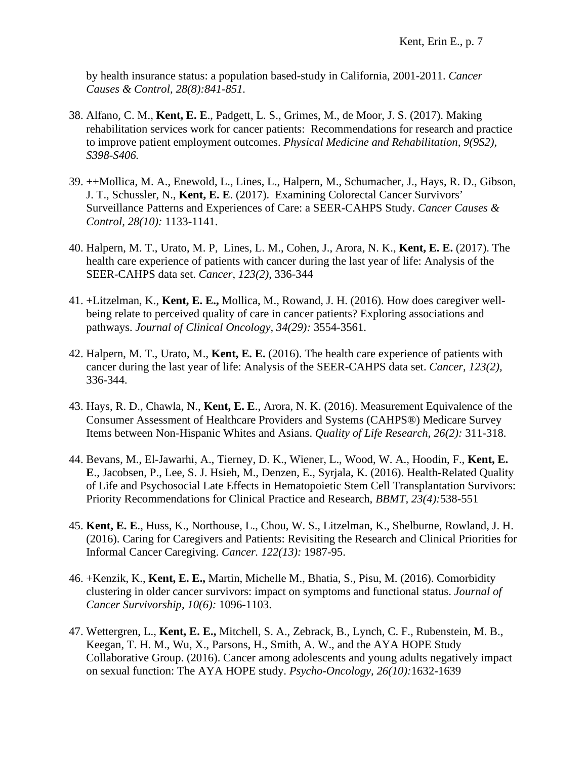by health insurance status: a population based-study in California, 2001-2011. *Cancer Causes & Control, 28(8):841-851.*

38. Alfano, C. M., **Kent, E. E**., Padgett, L. S., Grimes, M., de Moor, J. S. (2017). Making rehabilitation services work for cancer patients: Recommendations for research and practice to improve patient employment outcomes. *Physical Medicine and Rehabilitation, 9(9S2), S398-S406.*

39. ++Mollica, M. A., Enewold, L., Lines, L., Halpern, M., Schumacher, J., Hays, R. D., Gibson, J. T., Schussler, N., **Kent, E. E**. (2017). Examining Colorectal Cancer Survivors' Surveillance Patterns and Experiences of Care: a SEER-CAHPS Study. *Cancer Causes & Control, 28(10):* 1133-1141.

40. Halpern, M. T., Urato, M. P, Lines, L. M., Cohen, J., Arora, N. K., **Kent, E. E.** (2017). The health care experience of patients with cancer during the last year of life: Analysis of the SEER-CAHPS data set. *Cancer, 123(2)*, 336-344

41. +Litzelman, K., **Kent, E. E.,** Mollica, M., Rowand, J. H. (2016). How does caregiver well-being relate to perceived quality of care in cancer patients? Exploring associations and pathways. *Journal of Clinical Oncology, 34(29):* 3554-3561.

42. Halpern, M. T., Urato, M., **Kent, E. E.** (2016). The health care experience of patients with cancer during the last year of life: Analysis of the SEER-CAHPS data set. *Cancer, 123(2),* 336-344.

43. Hays, R. D., Chawla, N., **Kent, E. E**., Arora, N. K. (2016). Measurement Equivalence of the Consumer Assessment of Healthcare Providers and Systems (CAHPS®) Medicare Survey Items between Non-Hispanic Whites and Asians. *Quality of Life Research, 26(2):* 311-318.

44. Bevans, M., El-Jawarhi, A., Tierney, D. K., Wiener, L., Wood, W. A., Hoodin, F., **Kent, E. E**., Jacobsen, P., Lee, S. J. Hsieh, M., Denzen, E., Syrjala, K. (2016). Health-Related Quality of Life and Psychosocial Late Effects in Hematopoietic Stem Cell Transplantation Survivors: Priority Recommendations for Clinical Practice and Research, *BBMT, 23(4):*538-551

45. **Kent, E. E**., Huss, K., Northouse, L., Chou, W. S., Litzelman, K., Shelburne, Rowland, J. H. (2016). Caring for Caregivers and Patients: Revisiting the Research and Clinical Priorities for Informal Cancer Caregiving. *Cancer. 122(13):* 1987-95.

46. +Kenzik, K., **Kent, E. E.,** Martin, Michelle M., Bhatia, S., Pisu, M. (2016). Comorbidity clustering in older cancer survivors: impact on symptoms and functional status. *Journal of Cancer Survivorship, 10(6):* 1096-1103.

47. Wettergren, L., **Kent, E. E.,** Mitchell, S. A., Zebrack, B., Lynch, C. F., Rubenstein, M. B., Keegan, T. H. M., Wu, X., Parsons, H., Smith, A. W., and the AYA HOPE Study Collaborative Group. (2016). Cancer among adolescents and young adults negatively impact on sexual function: The AYA HOPE study. *Psycho-Oncology, 26(10):*1632-1639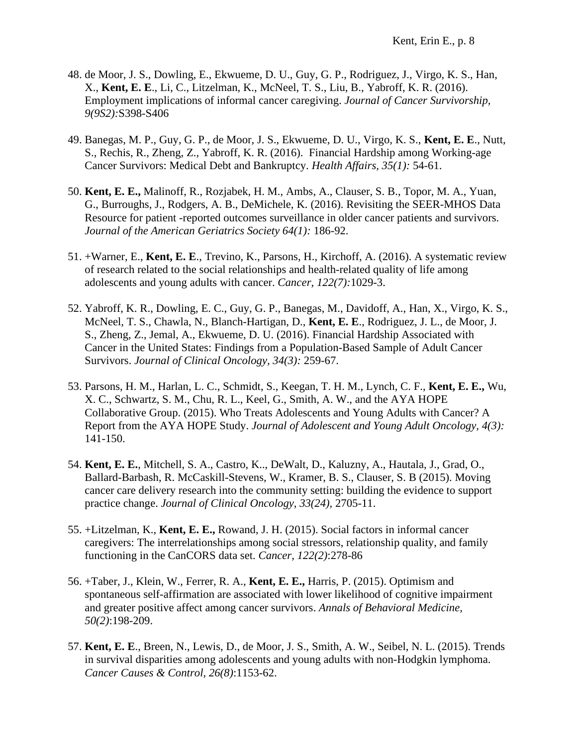48. de Moor, J. S., Dowling, E., Ekwueme, D. U., Guy, G. P., Rodriguez, J., Virgo, K. S., Han, X., **Kent, E. E**., Li, C., Litzelman, K., McNeel, T. S., Liu, B., Yabroff, K. R. (2016). Employment implications of informal cancer caregiving. *Journal of Cancer Survivorship, 9(9S2):*S398-S406

49. Banegas, M. P., Guy, G. P., de Moor, J. S., Ekwueme, D. U., Virgo, K. S., **Kent, E. E**., Nutt, S., Rechis, R., Zheng, Z., Yabroff, K. R. (2016). Financial Hardship among Working-age Cancer Survivors: Medical Debt and Bankruptcy. *Health Affairs, 35(1):* 54-61.

50. **Kent, E. E.,** Malinoff, R., Rozjabek, H. M., Ambs, A., Clauser, S. B., Topor, M. A., Yuan, G., Burroughs, J., Rodgers, A. B., DeMichele, K. (2016). Revisiting the SEER-MHOS Data Resource for patient -reported outcomes surveillance in older cancer patients and survivors. *Journal of the American Geriatrics Society 64(1):* 186-92.

51. +Warner, E., **Kent, E. E**., Trevino, K., Parsons, H., Kirchoff, A. (2016). A systematic review of research related to the social relationships and health-related quality of life among adolescents and young adults with cancer. *Cancer, 122(7):*1029-3.

52. Yabroff, K. R., Dowling, E. C., Guy, G. P., Banegas, M., Davidoff, A., Han, X., Virgo, K. S., McNeel, T. S., Chawla, N., Blanch-Hartigan, D., **Kent, E. E**., Rodriguez, J. L., de Moor, J. S., Zheng, Z., Jemal, A., Ekwueme, D. U. (2016). Financial Hardship Associated with Cancer in the United States: Findings from a Population-Based Sample of Adult Cancer Survivors. *Journal of Clinical Oncology, 34(3):* 259-67.

53. Parsons, H. M., Harlan, L. C., Schmidt, S., Keegan, T. H. M., Lynch, C. F., **Kent, E. E.,** Wu, X. C., Schwartz, S. M., Chu, R. L., Keel, G., Smith, A. W., and the AYA HOPE Collaborative Group. (2015). Who Treats Adolescents and Young Adults with Cancer? A Report from the AYA HOPE Study. *Journal of Adolescent and Young Adult Oncology, 4(3):* 141-150.

54. **Kent, E. E.**, Mitchell, S. A., Castro, K.., DeWalt, D., Kaluzny, A., Hautala, J., Grad, O., Ballard-Barbash, R. McCaskill-Stevens, W., Kramer, B. S., Clauser, S. B (2015). Moving cancer care delivery research into the community setting: building the evidence to support practice change. *Journal of Clinical Oncology, 33(24),* 2705-11.

55. +Litzelman, K., **Kent, E. E.,** Rowand, J. H. (2015). Social factors in informal cancer caregivers: The interrelationships among social stressors, relationship quality, and family functioning in the CanCORS data set. *Cancer, 122(2)*:278-86

56. +Taber, J., Klein, W., Ferrer, R. A., **Kent, E. E.,** Harris, P. (2015). Optimism and spontaneous self-affirmation are associated with lower likelihood of cognitive impairment and greater positive affect among cancer survivors. *Annals of Behavioral Medicine, 50(2)*:198-209.

57. **Kent, E. E**., Breen, N., Lewis, D., de Moor, J. S., Smith, A. W., Seibel, N. L. (2015). Trends in survival disparities among adolescents and young adults with non-Hodgkin lymphoma. *Cancer Causes & Control, 26(8)*:1153-62.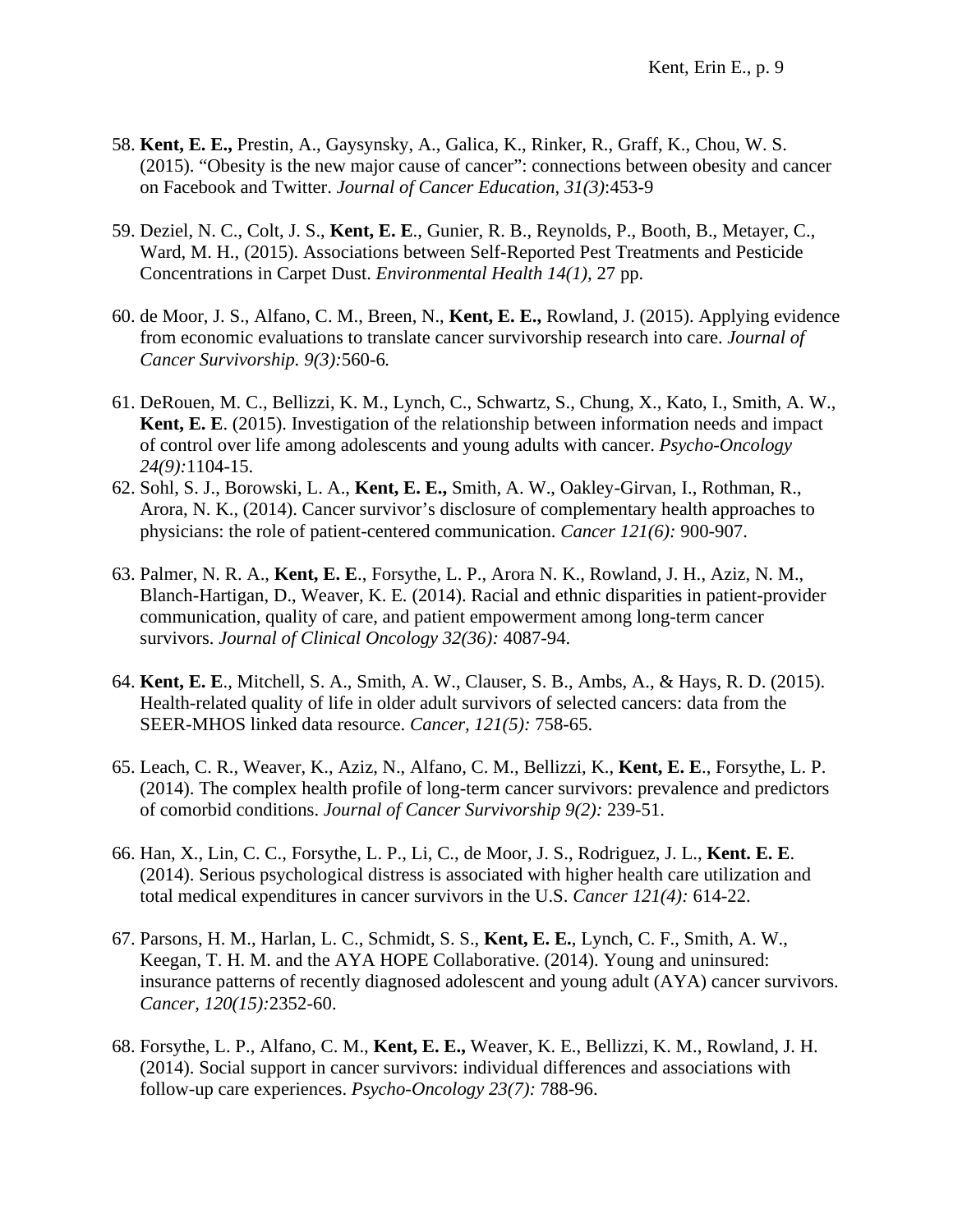58. **Kent, E. E.,** Prestin, A., Gaysynsky, A., Galica, K., Rinker, R., Graff, K., Chou, W. S. (2015). "Obesity is the new major cause of cancer": connections between obesity and cancer on Facebook and Twitter. *Journal of Cancer Education, 31(3)*:453-9

59. Deziel, N. C., Colt, J. S., **Kent, E. E**., Gunier, R. B., Reynolds, P., Booth, B., Metayer, C., Ward, M. H., (2015). Associations between Self-Reported Pest Treatments and Pesticide Concentrations in Carpet Dust. *Environmental Health 14(1),* 27 pp.

60. de Moor, J. S., Alfano, C. M., Breen, N., **Kent, E. E.,** Rowland, J. (2015). Applying evidence from economic evaluations to translate cancer survivorship research into care. *Journal of Cancer Survivorship. 9(3):*560-6*.*

61. DeRouen, M. C., Bellizzi, K. M., Lynch, C., Schwartz, S., Chung, X., Kato, I., Smith, A. W., **Kent, E. E**. (2015). Investigation of the relationship between information needs and impact of control over life among adolescents and young adults with cancer. *Psycho-Oncology 24(9):*1104-15.

62. Sohl, S. J., Borowski, L. A., **Kent, E. E.,** Smith, A. W., Oakley-Girvan, I., Rothman, R., Arora, N. K., (2014). Cancer survivor's disclosure of complementary health approaches to physicians: the role of patient-centered communication. *Cancer 121(6):* 900-907.

63. Palmer, N. R. A., **Kent, E. E**., Forsythe, L. P., Arora N. K., Rowland, J. H., Aziz, N. M., Blanch-Hartigan, D., Weaver, K. E. (2014). Racial and ethnic disparities in patient-provider communication, quality of care, and patient empowerment among long-term cancer survivors. *Journal of Clinical Oncology 32(36):* 4087-94.

64. **Kent, E. E**., Mitchell, S. A., Smith, A. W., Clauser, S. B., Ambs, A., & Hays, R. D. (2015). Health-related quality of life in older adult survivors of selected cancers: data from the SEER-MHOS linked data resource. *Cancer, 121(5):* 758-65.

65. Leach, C. R., Weaver, K., Aziz, N., Alfano, C. M., Bellizzi, K., **Kent, E. E**., Forsythe, L. P. (2014). The complex health profile of long-term cancer survivors: prevalence and predictors of comorbid conditions. *Journal of Cancer Survivorship 9(2):* 239-51.

66. Han, X., Lin, C. C., Forsythe, L. P., Li, C., de Moor, J. S., Rodriguez, J. L., **Kent. E. E**. (2014). Serious psychological distress is associated with higher health care utilization and total medical expenditures in cancer survivors in the U.S. *Cancer 121(4):* 614-22.

67. Parsons, H. M., Harlan, L. C., Schmidt, S. S., **Kent, E. E.**, Lynch, C. F., Smith, A. W., Keegan, T. H. M. and the AYA HOPE Collaborative. (2014). Young and uninsured: insurance patterns of recently diagnosed adolescent and young adult (AYA) cancer survivors. *Cancer, 120(15):*2352-60.

68. Forsythe, L. P., Alfano, C. M., **Kent, E. E.,** Weaver, K. E., Bellizzi, K. M., Rowland, J. H. (2014). Social support in cancer survivors: individual differences and associations with follow-up care experiences. *Psycho-Oncology 23(7):* 788-96.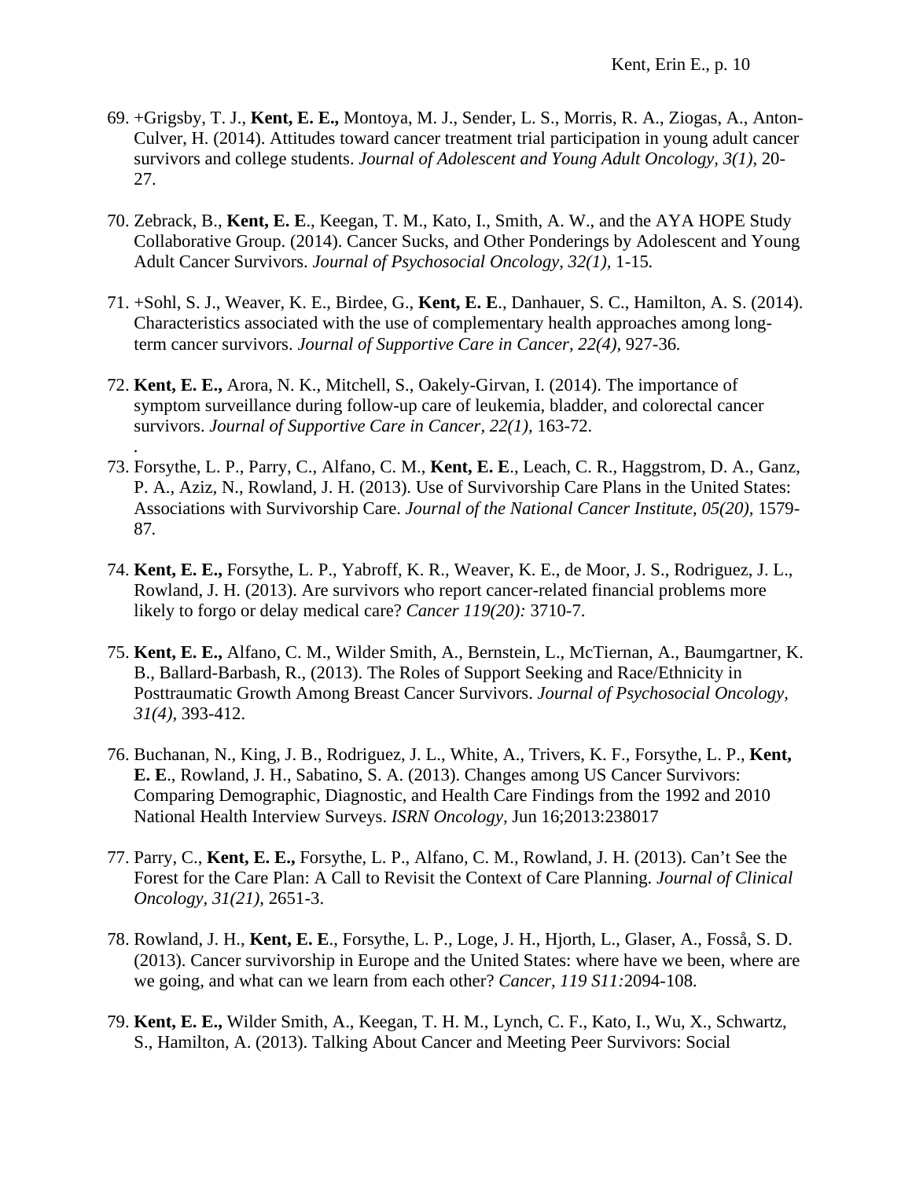69. +Grigsby, T. J., **Kent, E. E.,** Montoya, M. J., Sender, L. S., Morris, R. A., Ziogas, A., Anton-Culver, H. (2014). Attitudes toward cancer treatment trial participation in young adult cancer survivors and college students. *Journal of Adolescent and Young Adult Oncology, 3(1),* 20-27.

70. Zebrack, B., **Kent, E. E**., Keegan, T. M., Kato, I., Smith, A. W., and the AYA HOPE Study Collaborative Group. (2014). Cancer Sucks, and Other Ponderings by Adolescent and Young Adult Cancer Survivors. *Journal of Psychosocial Oncology, 32(1),* 1-15.

71. +Sohl, S. J., Weaver, K. E., Birdee, G., **Kent, E. E**., Danhauer, S. C., Hamilton, A. S. (2014). Characteristics associated with the use of complementary health approaches among long-term cancer survivors. *Journal of Supportive Care in Cancer, 22(4),* 927-36.

72. **Kent, E. E.,** Arora, N. K., Mitchell, S., Oakely-Girvan, I. (2014). The importance of symptom surveillance during follow-up care of leukemia, bladder, and colorectal cancer survivors. *Journal of Supportive Care in Cancer, 22(1),* 163-72.
.
73. Forsythe, L. P., Parry, C., Alfano, C. M., **Kent, E. E**., Leach, C. R., Haggstrom, D. A., Ganz, P. A., Aziz, N., Rowland, J. H. (2013). Use of Survivorship Care Plans in the United States: Associations with Survivorship Care. *Journal of the National Cancer Institute, 05(20),* 1579-87.

74. **Kent, E. E.,** Forsythe, L. P., Yabroff, K. R., Weaver, K. E., de Moor, J. S., Rodriguez, J. L., Rowland, J. H. (2013). Are survivors who report cancer-related financial problems more likely to forgo or delay medical care? *Cancer 119(20):* 3710-7.

75. **Kent, E. E.,** Alfano, C. M., Wilder Smith, A., Bernstein, L., McTiernan, A., Baumgartner, K. B., Ballard-Barbash, R., (2013). The Roles of Support Seeking and Race/Ethnicity in Posttraumatic Growth Among Breast Cancer Survivors. *Journal of Psychosocial Oncology, 31(4),* 393-412.

76. Buchanan, N., King, J. B., Rodriguez, J. L., White, A., Trivers, K. F., Forsythe, L. P., **Kent, E. E**., Rowland, J. H., Sabatino, S. A. (2013). Changes among US Cancer Survivors: Comparing Demographic, Diagnostic, and Health Care Findings from the 1992 and 2010 National Health Interview Surveys. *ISRN Oncology*, Jun 16;2013:238017

77. Parry, C., **Kent, E. E.,** Forsythe, L. P., Alfano, C. M., Rowland, J. H. (2013). Can't See the Forest for the Care Plan: A Call to Revisit the Context of Care Planning. *Journal of Clinical Oncology, 31(21)*, 2651-3.

78. Rowland, J. H., **Kent, E. E**., Forsythe, L. P., Loge, J. H., Hjorth, L., Glaser, A., Fosså, S. D. (2013). Cancer survivorship in Europe and the United States: where have we been, where are we going, and what can we learn from each other? *Cancer, 119 S11:*2094-108.

79. **Kent, E. E.,** Wilder Smith, A., Keegan, T. H. M., Lynch, C. F., Kato, I., Wu, X., Schwartz, S., Hamilton, A. (2013). Talking About Cancer and Meeting Peer Survivors: Social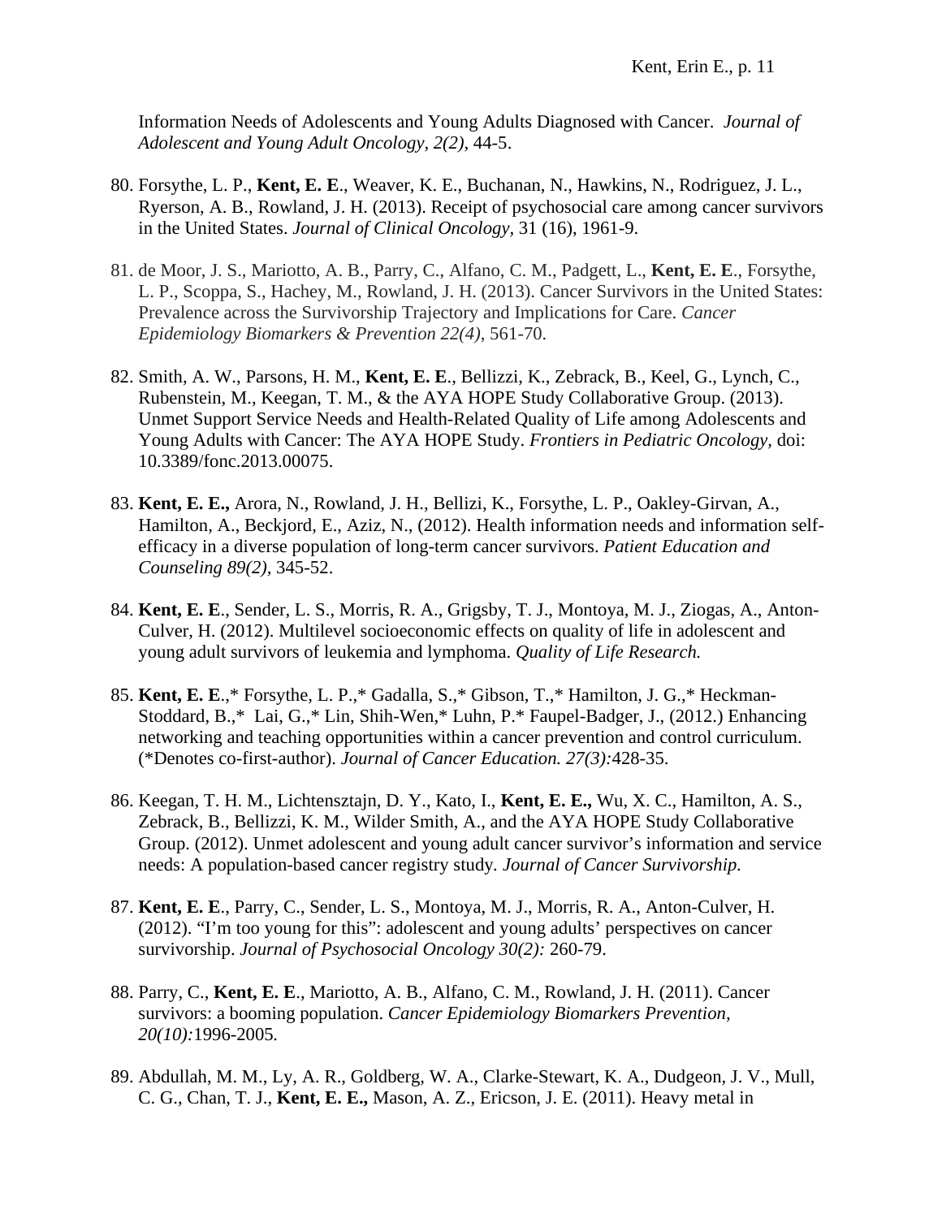Information Needs of Adolescents and Young Adults Diagnosed with Cancer. *Journal of Adolescent and Young Adult Oncology, 2(2),* 44-5.

80. Forsythe, L. P., **Kent, E. E**., Weaver, K. E., Buchanan, N., Hawkins, N., Rodriguez, J. L., Ryerson, A. B., Rowland, J. H. (2013). Receipt of psychosocial care among cancer survivors in the United States. *Journal of Clinical Oncology,* 31 (16), 1961-9.

81. de Moor, J. S., Mariotto, A. B., Parry, C., Alfano, C. M., Padgett, L., **Kent, E. E**., Forsythe, L. P., Scoppa, S., Hachey, M., Rowland, J. H. (2013). Cancer Survivors in the United States: Prevalence across the Survivorship Trajectory and Implications for Care. *Cancer Epidemiology Biomarkers & Prevention 22(4)*, 561-70.

82. Smith, A. W., Parsons, H. M., **Kent, E. E**., Bellizzi, K., Zebrack, B., Keel, G., Lynch, C., Rubenstein, M., Keegan, T. M., & the AYA HOPE Study Collaborative Group. (2013). Unmet Support Service Needs and Health-Related Quality of Life among Adolescents and Young Adults with Cancer: The AYA HOPE Study. *Frontiers in Pediatric Oncology,* doi: 10.3389/fonc.2013.00075.

83. **Kent, E. E.,** Arora, N., Rowland, J. H., Bellizi, K., Forsythe, L. P., Oakley-Girvan, A., Hamilton, A., Beckjord, E., Aziz, N., (2012). Health information needs and information self-efficacy in a diverse population of long-term cancer survivors. *Patient Education and Counseling 89(2),* 345-52.

84. **Kent, E. E**., Sender, L. S., Morris, R. A., Grigsby, T. J., Montoya, M. J., Ziogas, A., Anton-Culver, H. (2012). Multilevel socioeconomic effects on quality of life in adolescent and young adult survivors of leukemia and lymphoma. *Quality of Life Research.*

85. **Kent, E. E**.,* Forsythe, L. P.,* Gadalla, S.,* Gibson, T.,* Hamilton, J. G.,* Heckman-Stoddard, B.,* Lai, G.,* Lin, Shih-Wen,* Luhn, P.* Faupel-Badger, J., (2012.) Enhancing networking and teaching opportunities within a cancer prevention and control curriculum. (*Denotes co-first-author). *Journal of Cancer Education. 27(3):*428-35.

86. Keegan, T. H. M., Lichtensztajn, D. Y., Kato, I., **Kent, E. E.,** Wu, X. C., Hamilton, A. S., Zebrack, B., Bellizzi, K. M., Wilder Smith, A., and the AYA HOPE Study Collaborative Group. (2012). Unmet adolescent and young adult cancer survivor's information and service needs: A population-based cancer registry study. *Journal of Cancer Survivorship.*

87. **Kent, E. E**., Parry, C., Sender, L. S., Montoya, M. J., Morris, R. A., Anton-Culver, H. (2012). "I'm too young for this": adolescent and young adults' perspectives on cancer survivorship. *Journal of Psychosocial Oncology 30(2):* 260-79.

88. Parry, C., **Kent, E. E**., Mariotto, A. B., Alfano, C. M., Rowland, J. H. (2011). Cancer survivors: a booming population. *Cancer Epidemiology Biomarkers Prevention, 20(10):*1996-2005*.*

89. Abdullah, M. M., Ly, A. R., Goldberg, W. A., Clarke-Stewart, K. A., Dudgeon, J. V., Mull, C. G., Chan, T. J., **Kent, E. E.,** Mason, A. Z., Ericson, J. E. (2011). Heavy metal in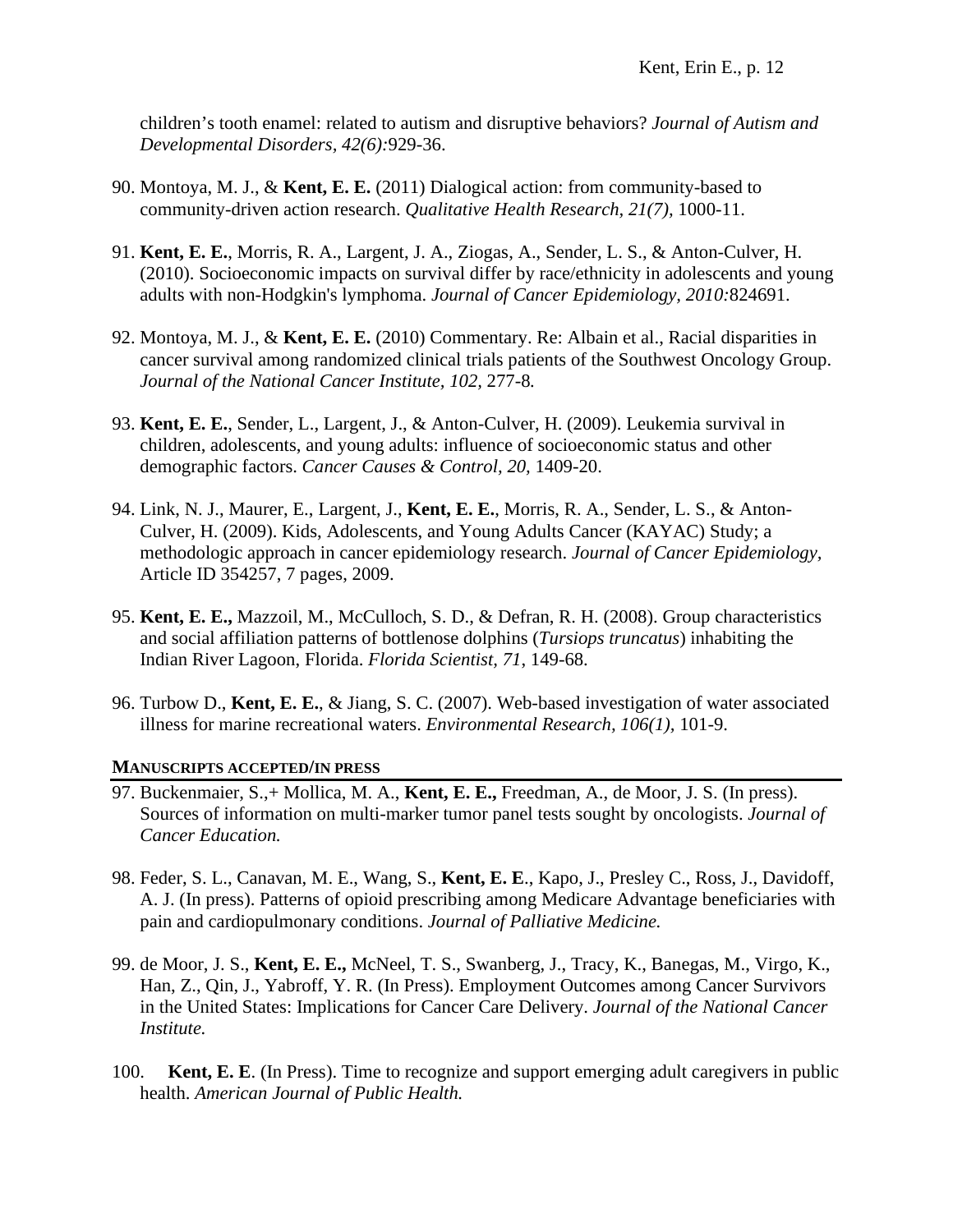children's tooth enamel: related to autism and disruptive behaviors? *Journal of Autism and Developmental Disorders, 42(6):*929-36.

90. Montoya, M. J., & **Kent, E. E.** (2011) Dialogical action: from community-based to community-driven action research. *Qualitative Health Research, 21(7),* 1000-11.

91. **Kent, E. E.**, Morris, R. A., Largent, J. A., Ziogas, A., Sender, L. S., & Anton-Culver, H. (2010). Socioeconomic impacts on survival differ by race/ethnicity in adolescents and young adults with non-Hodgkin's lymphoma. *Journal of Cancer Epidemiology, 2010:*824691.

92. Montoya, M. J., & **Kent, E. E.** (2010) Commentary. Re: Albain et al., Racial disparities in cancer survival among randomized clinical trials patients of the Southwest Oncology Group. *Journal of the National Cancer Institute, 102,* 277-8*.*

93. **Kent, E. E.**, Sender, L., Largent, J., & Anton-Culver, H. (2009). Leukemia survival in children, adolescents, and young adults: influence of socioeconomic status and other demographic factors. *Cancer Causes & Control, 20,* 1409-20.

94. Link, N. J., Maurer, E., Largent, J., **Kent, E. E.**, Morris, R. A., Sender, L. S., & Anton-Culver, H. (2009). Kids, Adolescents, and Young Adults Cancer (KAYAC) Study; a methodologic approach in cancer epidemiology research. *Journal of Cancer Epidemiology,* Article ID 354257, 7 pages, 2009.

95. **Kent, E. E.,** Mazzoil, M., McCulloch, S. D., & Defran, R. H. (2008). Group characteristics and social affiliation patterns of bottlenose dolphins (*Tursiops truncatus*) inhabiting the Indian River Lagoon, Florida. *Florida Scientist, 71*, 149-68.

96. Turbow D., **Kent, E. E.**, & Jiang, S. C. (2007). Web-based investigation of water associated illness for marine recreational waters. *Environmental Research, 106(1),* 101-9.

## MANUSCRIPTS ACCEPTED/IN PRESS

97. Buckenmaier, S.,+ Mollica, M. A., **Kent, E. E.,** Freedman, A., de Moor, J. S. (In press). Sources of information on multi-marker tumor panel tests sought by oncologists. *Journal of Cancer Education.*

98. Feder, S. L., Canavan, M. E., Wang, S., **Kent, E. E**., Kapo, J., Presley C., Ross, J., Davidoff, A. J. (In press). Patterns of opioid prescribing among Medicare Advantage beneficiaries with pain and cardiopulmonary conditions. *Journal of Palliative Medicine.*

99. de Moor, J. S., **Kent, E. E.,** McNeel, T. S., Swanberg, J., Tracy, K., Banegas, M., Virgo, K., Han, Z., Qin, J., Yabroff, Y. R. (In Press). Employment Outcomes among Cancer Survivors in the United States: Implications for Cancer Care Delivery. *Journal of the National Cancer Institute.*

100. **Kent, E. E**. (In Press). Time to recognize and support emerging adult caregivers in public health. *American Journal of Public Health.*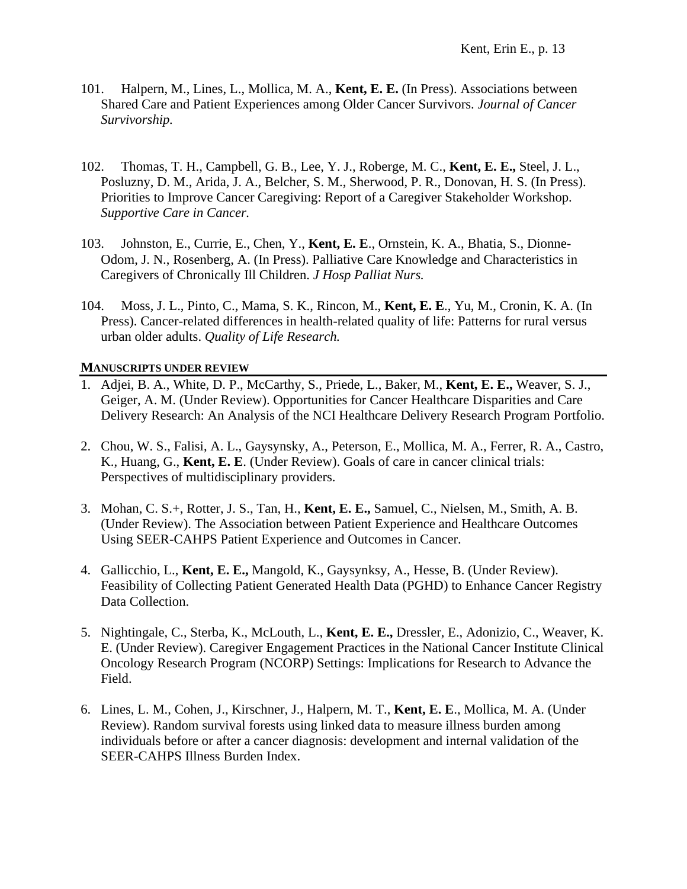101. Halpern, M., Lines, L., Mollica, M. A., **Kent, E. E.** (In Press). Associations between Shared Care and Patient Experiences among Older Cancer Survivors. *Journal of Cancer Survivorship*.

102. Thomas, T. H., Campbell, G. B., Lee, Y. J., Roberge, M. C., **Kent, E. E.,** Steel, J. L., Posluzny, D. M., Arida, J. A., Belcher, S. M., Sherwood, P. R., Donovan, H. S. (In Press). Priorities to Improve Cancer Caregiving: Report of a Caregiver Stakeholder Workshop. *Supportive Care in Cancer.*

103. Johnston, E., Currie, E., Chen, Y., **Kent, E. E**., Ornstein, K. A., Bhatia, S., Dionne-Odom, J. N., Rosenberg, A. (In Press). Palliative Care Knowledge and Characteristics in Caregivers of Chronically Ill Children. *J Hosp Palliat Nurs.*

104. Moss, J. L., Pinto, C., Mama, S. K., Rincon, M., **Kent, E. E**., Yu, M., Cronin, K. A. (In Press). Cancer-related differences in health-related quality of life: Patterns for rural versus urban older adults. *Quality of Life Research.*

## MANUSCRIPTS UNDER REVIEW

1. Adjei, B. A., White, D. P., McCarthy, S., Priede, L., Baker, M., **Kent, E. E.,** Weaver, S. J., Geiger, A. M. (Under Review). Opportunities for Cancer Healthcare Disparities and Care Delivery Research: An Analysis of the NCI Healthcare Delivery Research Program Portfolio.

2. Chou, W. S., Falisi, A. L., Gaysynsky, A., Peterson, E., Mollica, M. A., Ferrer, R. A., Castro, K., Huang, G., **Kent, E. E**. (Under Review). Goals of care in cancer clinical trials: Perspectives of multidisciplinary providers.

3. Mohan, C. S.+, Rotter, J. S., Tan, H., **Kent, E. E.,** Samuel, C., Nielsen, M., Smith, A. B. (Under Review). The Association between Patient Experience and Healthcare Outcomes Using SEER-CAHPS Patient Experience and Outcomes in Cancer.

4. Gallicchio, L., **Kent, E. E.,** Mangold, K., Gaysynksy, A., Hesse, B. (Under Review). Feasibility of Collecting Patient Generated Health Data (PGHD) to Enhance Cancer Registry Data Collection.

5. Nightingale, C., Sterba, K., McLouth, L., **Kent, E. E.,** Dressler, E., Adonizio, C., Weaver, K. E. (Under Review). Caregiver Engagement Practices in the National Cancer Institute Clinical Oncology Research Program (NCORP) Settings: Implications for Research to Advance the Field.

6. Lines, L. M., Cohen, J., Kirschner, J., Halpern, M. T., **Kent, E. E**., Mollica, M. A. (Under Review). Random survival forests using linked data to measure illness burden among individuals before or after a cancer diagnosis: development and internal validation of the SEER-CAHPS Illness Burden Index.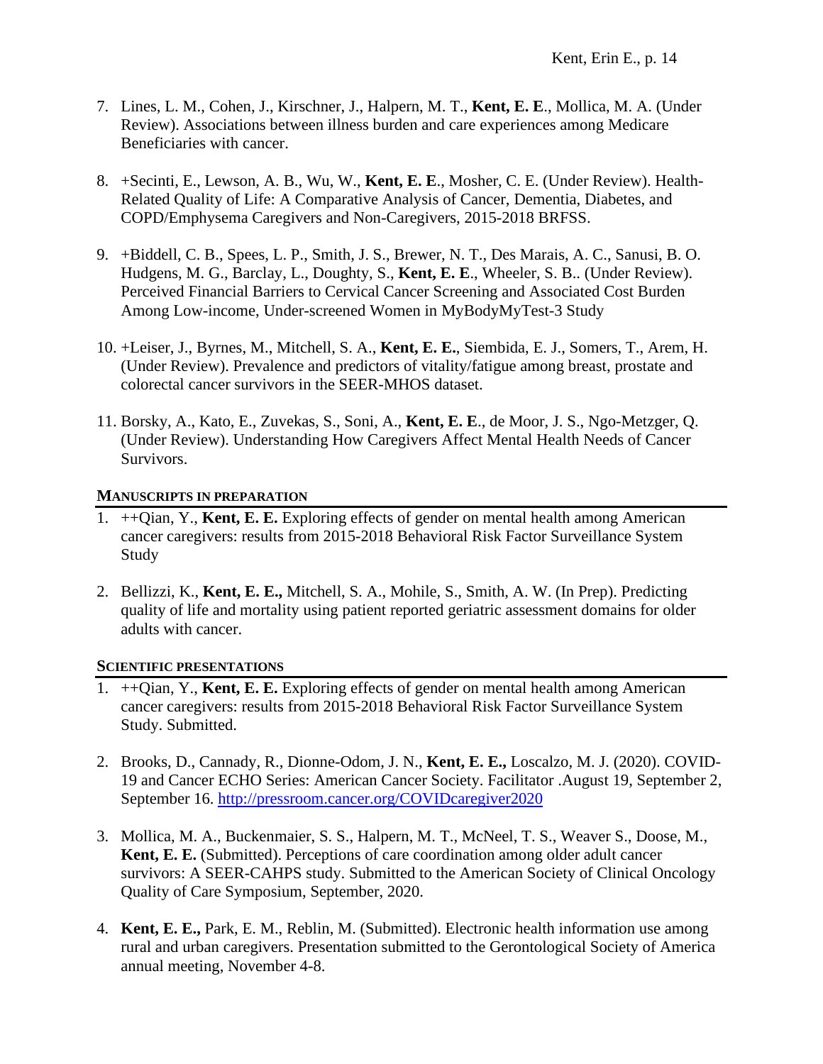7. Lines, L. M., Cohen, J., Kirschner, J., Halpern, M. T., **Kent, E. E**., Mollica, M. A. (Under Review). Associations between illness burden and care experiences among Medicare Beneficiaries with cancer.

8. +Secinti, E., Lewson, A. B., Wu, W., **Kent, E. E**., Mosher, C. E. (Under Review). Health-Related Quality of Life: A Comparative Analysis of Cancer, Dementia, Diabetes, and COPD/Emphysema Caregivers and Non-Caregivers, 2015-2018 BRFSS.

9. +Biddell, C. B., Spees, L. P., Smith, J. S., Brewer, N. T., Des Marais, A. C., Sanusi, B. O. Hudgens, M. G., Barclay, L., Doughty, S., **Kent, E. E**., Wheeler, S. B.. (Under Review). Perceived Financial Barriers to Cervical Cancer Screening and Associated Cost Burden Among Low-income, Under-screened Women in MyBodyMyTest-3 Study

10. +Leiser, J., Byrnes, M., Mitchell, S. A., **Kent, E. E.**, Siembida, E. J., Somers, T., Arem, H. (Under Review). Prevalence and predictors of vitality/fatigue among breast, prostate and colorectal cancer survivors in the SEER-MHOS dataset.

11. Borsky, A., Kato, E., Zuvekas, S., Soni, A., **Kent, E. E**., de Moor, J. S., Ngo-Metzger, Q. (Under Review). Understanding How Caregivers Affect Mental Health Needs of Cancer Survivors.

## MANUSCRIPTS IN PREPARATION

1. ++Qian, Y., **Kent, E. E.** Exploring effects of gender on mental health among American cancer caregivers: results from 2015-2018 Behavioral Risk Factor Surveillance System Study

2. Bellizzi, K., **Kent, E. E.,** Mitchell, S. A., Mohile, S., Smith, A. W. (In Prep). Predicting quality of life and mortality using patient reported geriatric assessment domains for older adults with cancer.

## SCIENTIFIC PRESENTATIONS

1. ++Qian, Y., **Kent, E. E.** Exploring effects of gender on mental health among American cancer caregivers: results from 2015-2018 Behavioral Risk Factor Surveillance System Study. Submitted.

2. Brooks, D., Cannady, R., Dionne-Odom, J. N., **Kent, E. E.,** Loscalzo, M. J. (2020). COVID-19 and Cancer ECHO Series: American Cancer Society. Facilitator .August 19, September 2, September 16. http://pressroom.cancer.org/COVIDcaregiver2020

3. Mollica, M. A., Buckenmaier, S. S., Halpern, M. T., McNeel, T. S., Weaver S., Doose, M., **Kent, E. E.** (Submitted). Perceptions of care coordination among older adult cancer survivors: A SEER-CAHPS study. Submitted to the American Society of Clinical Oncology Quality of Care Symposium, September, 2020.

4. **Kent, E. E.,** Park, E. M., Reblin, M. (Submitted). Electronic health information use among rural and urban caregivers. Presentation submitted to the Gerontological Society of America annual meeting, November 4-8.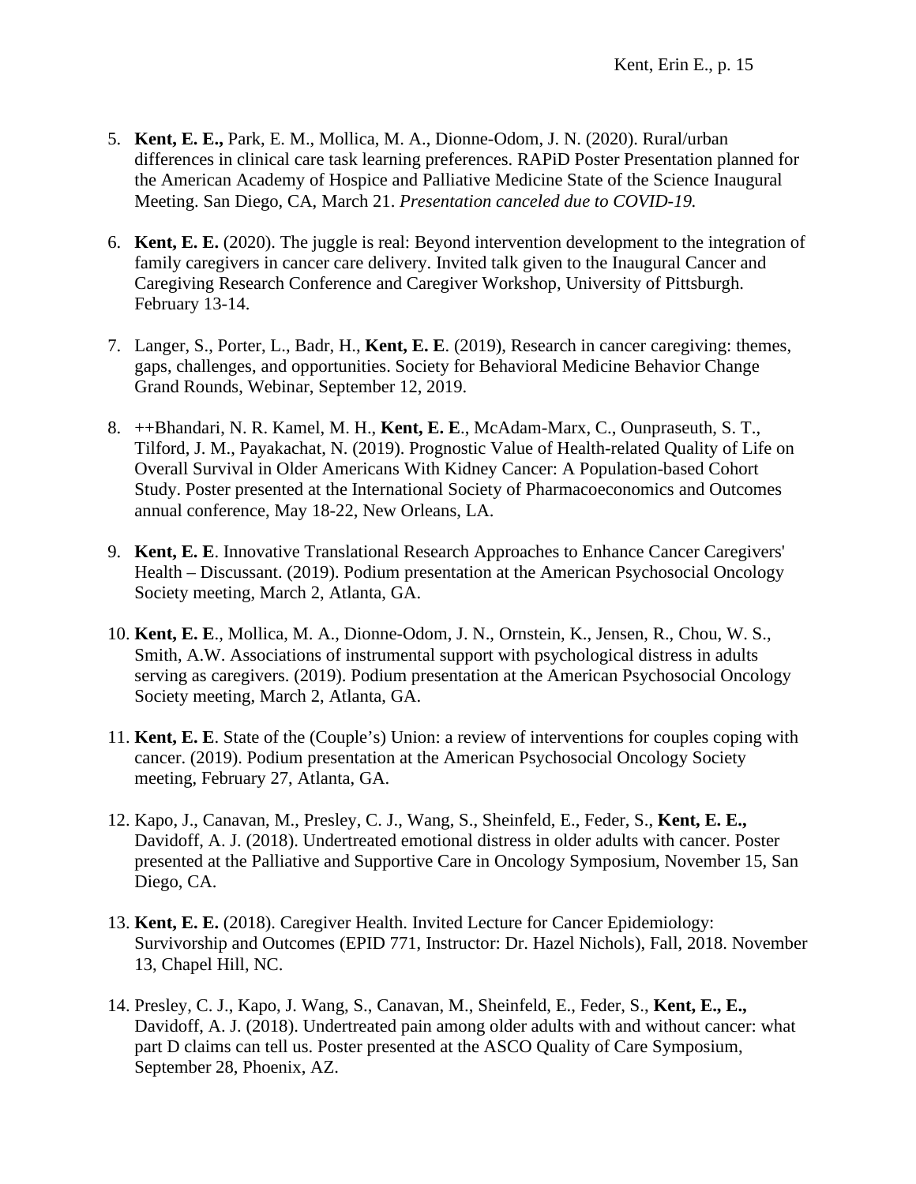5. **Kent, E. E.,** Park, E. M., Mollica, M. A., Dionne-Odom, J. N. (2020). Rural/urban differences in clinical care task learning preferences. RAPiD Poster Presentation planned for the American Academy of Hospice and Palliative Medicine State of the Science Inaugural Meeting. San Diego, CA, March 21. *Presentation canceled due to COVID-19.*

6. **Kent, E. E.** (2020). The juggle is real: Beyond intervention development to the integration of family caregivers in cancer care delivery. Invited talk given to the Inaugural Cancer and Caregiving Research Conference and Caregiver Workshop, University of Pittsburgh. February 13-14.

7. Langer, S., Porter, L., Badr, H., **Kent, E. E**. (2019), Research in cancer caregiving: themes, gaps, challenges, and opportunities. Society for Behavioral Medicine Behavior Change Grand Rounds, Webinar, September 12, 2019.

8. ++Bhandari, N. R. Kamel, M. H., **Kent, E. E**., McAdam-Marx, C., Ounpraseuth, S. T., Tilford, J. M., Payakachat, N. (2019). Prognostic Value of Health-related Quality of Life on Overall Survival in Older Americans With Kidney Cancer: A Population-based Cohort Study. Poster presented at the International Society of Pharmacoeconomics and Outcomes annual conference, May 18-22, New Orleans, LA.

9. **Kent, E. E**. Innovative Translational Research Approaches to Enhance Cancer Caregivers' Health – Discussant. (2019). Podium presentation at the American Psychosocial Oncology Society meeting, March 2, Atlanta, GA.

10. **Kent, E. E**., Mollica, M. A., Dionne-Odom, J. N., Ornstein, K., Jensen, R., Chou, W. S., Smith, A.W. Associations of instrumental support with psychological distress in adults serving as caregivers. (2019). Podium presentation at the American Psychosocial Oncology Society meeting, March 2, Atlanta, GA.

11. **Kent, E. E**. State of the (Couple's) Union: a review of interventions for couples coping with cancer. (2019). Podium presentation at the American Psychosocial Oncology Society meeting, February 27, Atlanta, GA.

12. Kapo, J., Canavan, M., Presley, C. J., Wang, S., Sheinfeld, E., Feder, S., **Kent, E. E.,** Davidoff, A. J. (2018). Undertreated emotional distress in older adults with cancer. Poster presented at the Palliative and Supportive Care in Oncology Symposium, November 15, San Diego, CA.

13. **Kent, E. E.** (2018). Caregiver Health. Invited Lecture for Cancer Epidemiology: Survivorship and Outcomes (EPID 771, Instructor: Dr. Hazel Nichols), Fall, 2018. November 13, Chapel Hill, NC.

14. Presley, C. J., Kapo, J. Wang, S., Canavan, M., Sheinfeld, E., Feder, S., **Kent, E., E.,** Davidoff, A. J. (2018). Undertreated pain among older adults with and without cancer: what part D claims can tell us. Poster presented at the ASCO Quality of Care Symposium, September 28, Phoenix, AZ.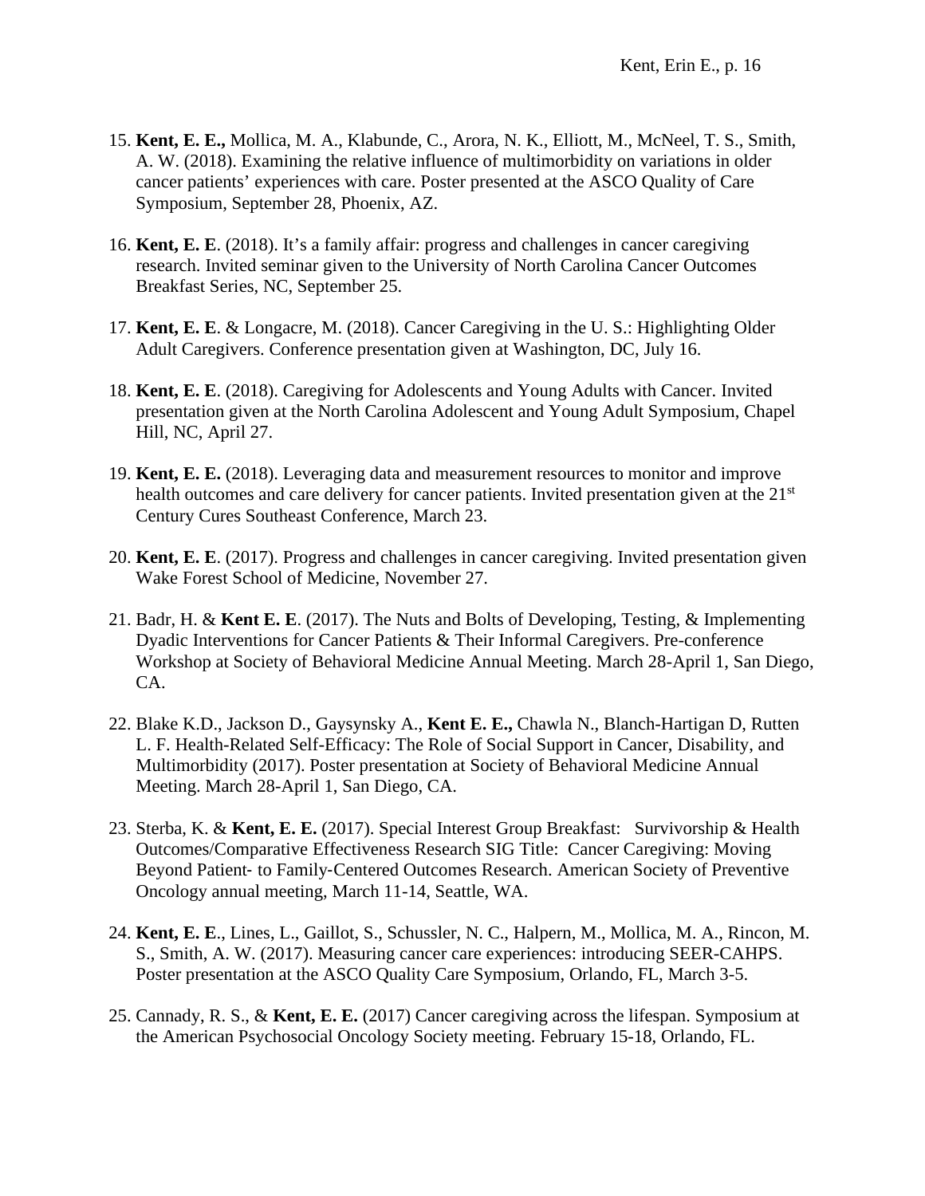15. **Kent, E. E.,** Mollica, M. A., Klabunde, C., Arora, N. K., Elliott, M., McNeel, T. S., Smith, A. W. (2018). Examining the relative influence of multimorbidity on variations in older cancer patients' experiences with care. Poster presented at the ASCO Quality of Care Symposium, September 28, Phoenix, AZ.

16. **Kent, E. E**. (2018). It's a family affair: progress and challenges in cancer caregiving research. Invited seminar given to the University of North Carolina Cancer Outcomes Breakfast Series, NC, September 25.

17. **Kent, E. E**. & Longacre, M. (2018). Cancer Caregiving in the U. S.: Highlighting Older Adult Caregivers. Conference presentation given at Washington, DC, July 16.

18. **Kent, E. E**. (2018). Caregiving for Adolescents and Young Adults with Cancer. Invited presentation given at the North Carolina Adolescent and Young Adult Symposium, Chapel Hill, NC, April 27.

19. **Kent, E. E.** (2018). Leveraging data and measurement resources to monitor and improve health outcomes and care delivery for cancer patients. Invited presentation given at the 21st Century Cures Southeast Conference, March 23.

20. **Kent, E. E**. (2017). Progress and challenges in cancer caregiving. Invited presentation given Wake Forest School of Medicine, November 27.

21. Badr, H. & **Kent E. E**. (2017). The Nuts and Bolts of Developing, Testing, & Implementing Dyadic Interventions for Cancer Patients & Their Informal Caregivers. Pre-conference Workshop at Society of Behavioral Medicine Annual Meeting. March 28-April 1, San Diego, CA.

22. Blake K.D., Jackson D., Gaysynsky A., **Kent E. E.,** Chawla N., Blanch-Hartigan D, Rutten L. F. Health-Related Self-Efficacy: The Role of Social Support in Cancer, Disability, and Multimorbidity (2017). Poster presentation at Society of Behavioral Medicine Annual Meeting. March 28-April 1, San Diego, CA.

23. Sterba, K. & **Kent, E. E.** (2017). Special Interest Group Breakfast: Survivorship & Health Outcomes/Comparative Effectiveness Research SIG Title: Cancer Caregiving: Moving Beyond Patient- to Family-Centered Outcomes Research. American Society of Preventive Oncology annual meeting, March 11-14, Seattle, WA.

24. **Kent, E. E**., Lines, L., Gaillot, S., Schussler, N. C., Halpern, M., Mollica, M. A., Rincon, M. S., Smith, A. W. (2017). Measuring cancer care experiences: introducing SEER-CAHPS. Poster presentation at the ASCO Quality Care Symposium, Orlando, FL, March 3-5.

25. Cannady, R. S., & **Kent, E. E.** (2017) Cancer caregiving across the lifespan. Symposium at the American Psychosocial Oncology Society meeting. February 15-18, Orlando, FL.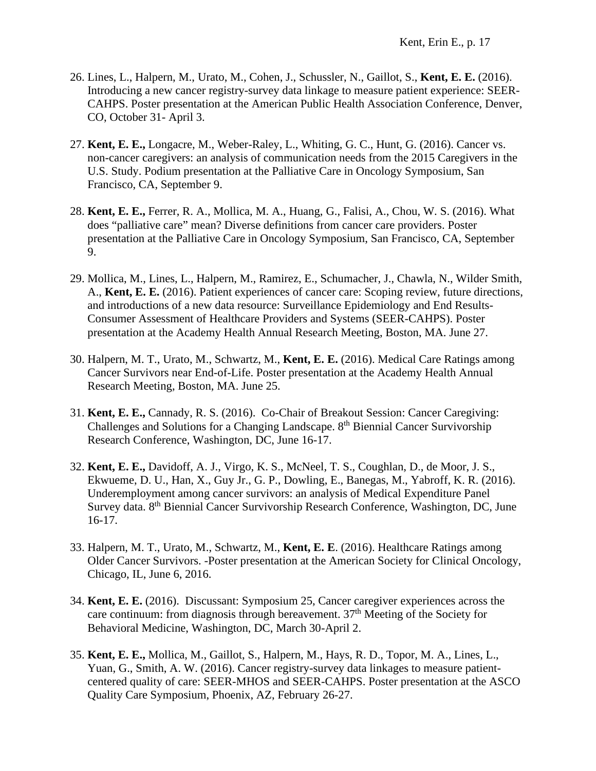26. Lines, L., Halpern, M., Urato, M., Cohen, J., Schussler, N., Gaillot, S., **Kent, E. E.** (2016). Introducing a new cancer registry-survey data linkage to measure patient experience: SEER-CAHPS. Poster presentation at the American Public Health Association Conference, Denver, CO, October 31- April 3.

27. **Kent, E. E.,** Longacre, M., Weber-Raley, L., Whiting, G. C., Hunt, G. (2016). Cancer vs. non-cancer caregivers: an analysis of communication needs from the 2015 Caregivers in the U.S. Study. Podium presentation at the Palliative Care in Oncology Symposium, San Francisco, CA, September 9.

28. **Kent, E. E.,** Ferrer, R. A., Mollica, M. A., Huang, G., Falisi, A., Chou, W. S. (2016). What does "palliative care" mean? Diverse definitions from cancer care providers. Poster presentation at the Palliative Care in Oncology Symposium, San Francisco, CA, September 9.

29. Mollica, M., Lines, L., Halpern, M., Ramirez, E., Schumacher, J., Chawla, N., Wilder Smith, A., **Kent, E. E.** (2016). Patient experiences of cancer care: Scoping review, future directions, and introductions of a new data resource: Surveillance Epidemiology and End Results-Consumer Assessment of Healthcare Providers and Systems (SEER-CAHPS). Poster presentation at the Academy Health Annual Research Meeting, Boston, MA. June 27.

30. Halpern, M. T., Urato, M., Schwartz, M., **Kent, E. E.** (2016). Medical Care Ratings among Cancer Survivors near End-of-Life. Poster presentation at the Academy Health Annual Research Meeting, Boston, MA. June 25.

31. **Kent, E. E.,** Cannady, R. S. (2016). Co-Chair of Breakout Session: Cancer Caregiving: Challenges and Solutions for a Changing Landscape. 8th Biennial Cancer Survivorship Research Conference, Washington, DC, June 16-17.

32. **Kent, E. E.,** Davidoff, A. J., Virgo, K. S., McNeel, T. S., Coughlan, D., de Moor, J. S., Ekwueme, D. U., Han, X., Guy Jr., G. P., Dowling, E., Banegas, M., Yabroff, K. R. (2016). Underemployment among cancer survivors: an analysis of Medical Expenditure Panel Survey data. 8th Biennial Cancer Survivorship Research Conference, Washington, DC, June 16-17.

33. Halpern, M. T., Urato, M., Schwartz, M., **Kent, E. E**. (2016). Healthcare Ratings among Older Cancer Survivors. -Poster presentation at the American Society for Clinical Oncology, Chicago, IL, June 6, 2016.

34. **Kent, E. E.** (2016). Discussant: Symposium 25, Cancer caregiver experiences across the care continuum: from diagnosis through bereavement. 37th Meeting of the Society for Behavioral Medicine, Washington, DC, March 30-April 2.

35. **Kent, E. E.,** Mollica, M., Gaillot, S., Halpern, M., Hays, R. D., Topor, M. A., Lines, L., Yuan, G., Smith, A. W. (2016). Cancer registry-survey data linkages to measure patient-centered quality of care: SEER-MHOS and SEER-CAHPS. Poster presentation at the ASCO Quality Care Symposium, Phoenix, AZ, February 26-27.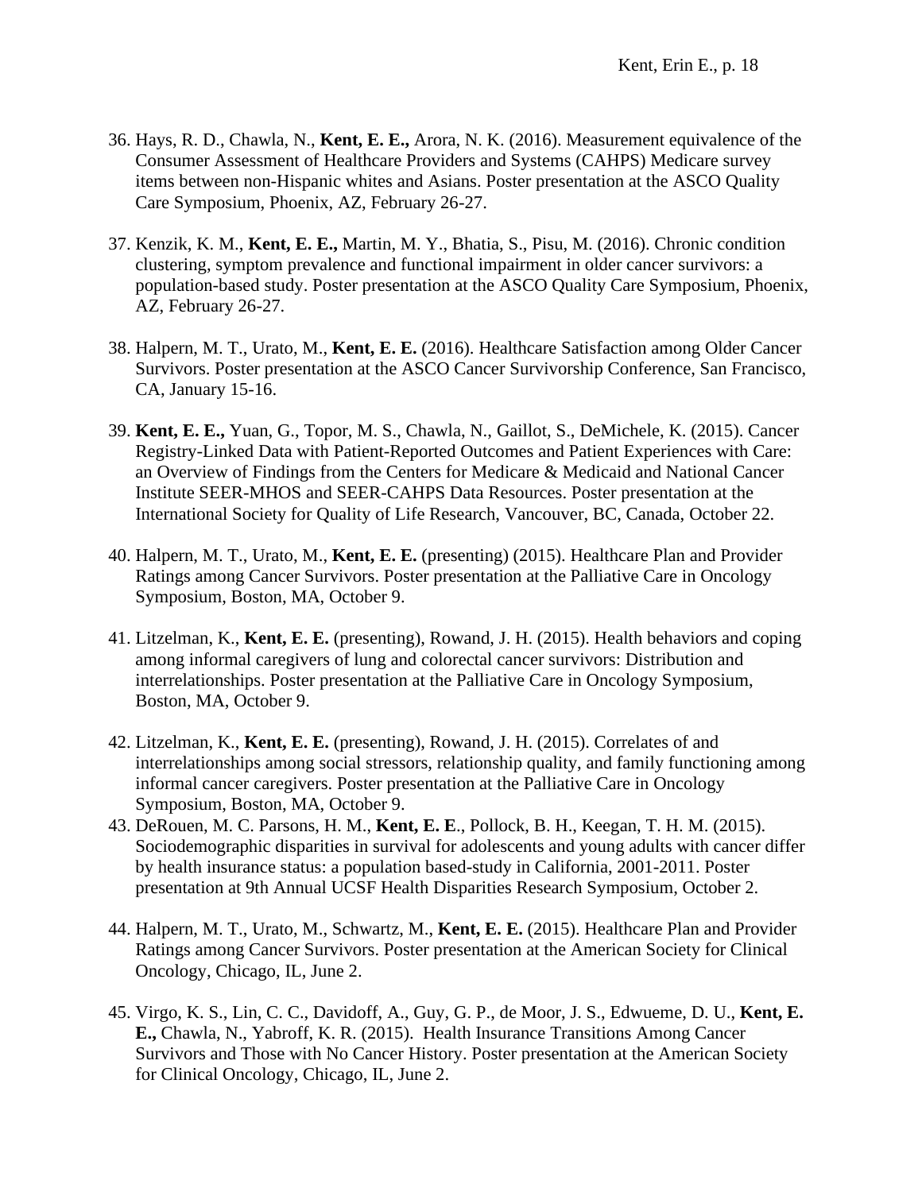36. Hays, R. D., Chawla, N., **Kent, E. E.,** Arora, N. K. (2016). Measurement equivalence of the Consumer Assessment of Healthcare Providers and Systems (CAHPS) Medicare survey items between non-Hispanic whites and Asians. Poster presentation at the ASCO Quality Care Symposium, Phoenix, AZ, February 26-27.

37. Kenzik, K. M., **Kent, E. E.,** Martin, M. Y., Bhatia, S., Pisu, M. (2016). Chronic condition clustering, symptom prevalence and functional impairment in older cancer survivors: a population-based study. Poster presentation at the ASCO Quality Care Symposium, Phoenix, AZ, February 26-27.

38. Halpern, M. T., Urato, M., **Kent, E. E.** (2016). Healthcare Satisfaction among Older Cancer Survivors. Poster presentation at the ASCO Cancer Survivorship Conference, San Francisco, CA, January 15-16.

39. **Kent, E. E.,** Yuan, G., Topor, M. S., Chawla, N., Gaillot, S., DeMichele, K. (2015). Cancer Registry-Linked Data with Patient-Reported Outcomes and Patient Experiences with Care: an Overview of Findings from the Centers for Medicare & Medicaid and National Cancer Institute SEER-MHOS and SEER-CAHPS Data Resources. Poster presentation at the International Society for Quality of Life Research, Vancouver, BC, Canada, October 22.

40. Halpern, M. T., Urato, M., **Kent, E. E.** (presenting) (2015). Healthcare Plan and Provider Ratings among Cancer Survivors. Poster presentation at the Palliative Care in Oncology Symposium, Boston, MA, October 9.

41. Litzelman, K., **Kent, E. E.** (presenting), Rowand, J. H. (2015). Health behaviors and coping among informal caregivers of lung and colorectal cancer survivors: Distribution and interrelationships. Poster presentation at the Palliative Care in Oncology Symposium, Boston, MA, October 9.

42. Litzelman, K., **Kent, E. E.** (presenting), Rowand, J. H. (2015). Correlates of and interrelationships among social stressors, relationship quality, and family functioning among informal cancer caregivers. Poster presentation at the Palliative Care in Oncology Symposium, Boston, MA, October 9.

43. DeRouen, M. C. Parsons, H. M., **Kent, E. E**., Pollock, B. H., Keegan, T. H. M. (2015). Sociodemographic disparities in survival for adolescents and young adults with cancer differ by health insurance status: a population based-study in California, 2001-2011. Poster presentation at 9th Annual UCSF Health Disparities Research Symposium, October 2.

44. Halpern, M. T., Urato, M., Schwartz, M., **Kent, E. E.** (2015). Healthcare Plan and Provider Ratings among Cancer Survivors. Poster presentation at the American Society for Clinical Oncology, Chicago, IL, June 2.

45. Virgo, K. S., Lin, C. C., Davidoff, A., Guy, G. P., de Moor, J. S., Edwueme, D. U., **Kent, E. E.,** Chawla, N., Yabroff, K. R. (2015). Health Insurance Transitions Among Cancer Survivors and Those with No Cancer History. Poster presentation at the American Society for Clinical Oncology, Chicago, IL, June 2.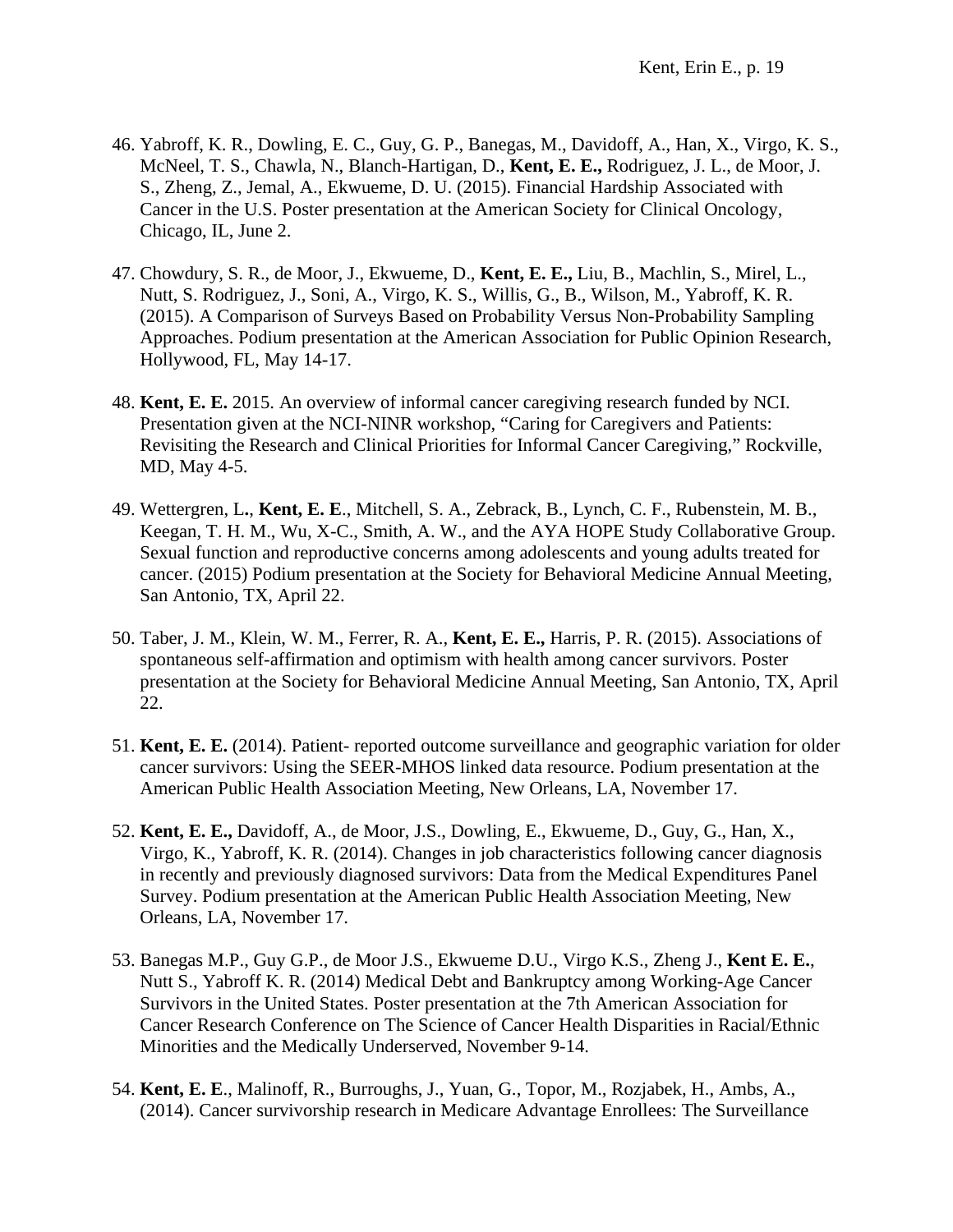46. Yabroff, K. R., Dowling, E. C., Guy, G. P., Banegas, M., Davidoff, A., Han, X., Virgo, K. S., McNeel, T. S., Chawla, N., Blanch-Hartigan, D., **Kent, E. E.,** Rodriguez, J. L., de Moor, J. S., Zheng, Z., Jemal, A., Ekwueme, D. U. (2015). Financial Hardship Associated with Cancer in the U.S. Poster presentation at the American Society for Clinical Oncology, Chicago, IL, June 2.

47. Chowdury, S. R., de Moor, J., Ekwueme, D., **Kent, E. E.,** Liu, B., Machlin, S., Mirel, L., Nutt, S. Rodriguez, J., Soni, A., Virgo, K. S., Willis, G., B., Wilson, M., Yabroff, K. R. (2015). A Comparison of Surveys Based on Probability Versus Non-Probability Sampling Approaches. Podium presentation at the American Association for Public Opinion Research, Hollywood, FL, May 14-17.

48. **Kent, E. E.** 2015. An overview of informal cancer caregiving research funded by NCI. Presentation given at the NCI-NINR workshop, "Caring for Caregivers and Patients: Revisiting the Research and Clinical Priorities for Informal Cancer Caregiving," Rockville, MD, May 4-5.

49. Wettergren, L**.**, **Kent, E. E**., Mitchell, S. A., Zebrack, B., Lynch, C. F., Rubenstein, M. B., Keegan, T. H. M., Wu, X-C., Smith, A. W., and the AYA HOPE Study Collaborative Group. Sexual function and reproductive concerns among adolescents and young adults treated for cancer. (2015) Podium presentation at the Society for Behavioral Medicine Annual Meeting, San Antonio, TX, April 22.

50. Taber, J. M., Klein, W. M., Ferrer, R. A., **Kent, E. E.,** Harris, P. R. (2015). Associations of spontaneous self-affirmation and optimism with health among cancer survivors. Poster presentation at the Society for Behavioral Medicine Annual Meeting, San Antonio, TX, April 22.

51. **Kent, E. E.** (2014). Patient- reported outcome surveillance and geographic variation for older cancer survivors: Using the SEER-MHOS linked data resource. Podium presentation at the American Public Health Association Meeting, New Orleans, LA, November 17.

52. **Kent, E. E.,** Davidoff, A., de Moor, J.S., Dowling, E., Ekwueme, D., Guy, G., Han, X., Virgo, K., Yabroff, K. R. (2014). Changes in job characteristics following cancer diagnosis in recently and previously diagnosed survivors: Data from the Medical Expenditures Panel Survey. Podium presentation at the American Public Health Association Meeting, New Orleans, LA, November 17.

53. Banegas M.P., Guy G.P., de Moor J.S., Ekwueme D.U., Virgo K.S., Zheng J., **Kent E. E.**, Nutt S., Yabroff K. R. (2014) Medical Debt and Bankruptcy among Working-Age Cancer Survivors in the United States. Poster presentation at the 7th American Association for Cancer Research Conference on The Science of Cancer Health Disparities in Racial/Ethnic Minorities and the Medically Underserved, November 9-14.

54. **Kent, E. E**., Malinoff, R., Burroughs, J., Yuan, G., Topor, M., Rozjabek, H., Ambs, A., (2014). Cancer survivorship research in Medicare Advantage Enrollees: The Surveillance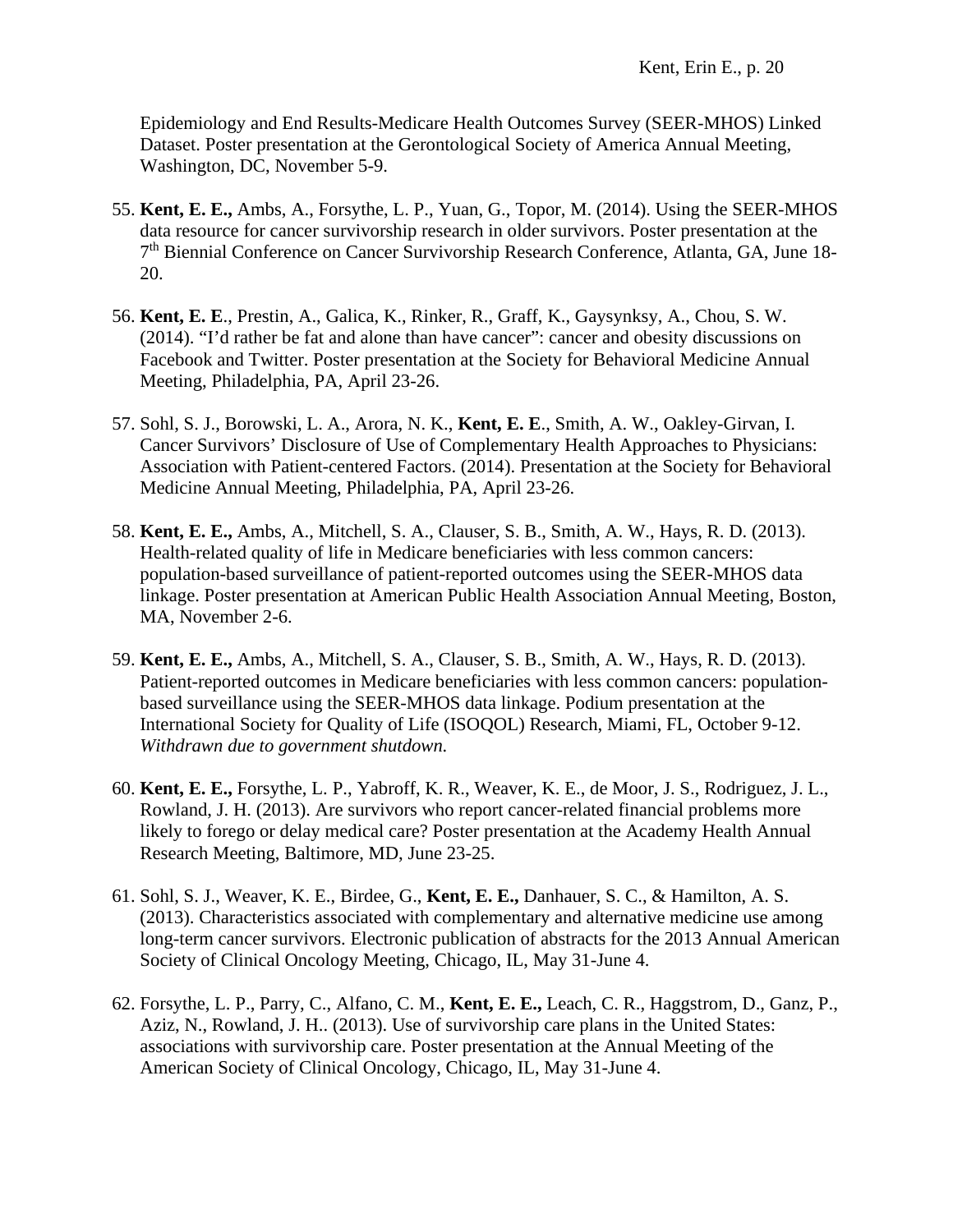Epidemiology and End Results-Medicare Health Outcomes Survey (SEER-MHOS) Linked Dataset. Poster presentation at the Gerontological Society of America Annual Meeting, Washington, DC, November 5-9.

55. **Kent, E. E.,** Ambs, A., Forsythe, L. P., Yuan, G., Topor, M. (2014). Using the SEER-MHOS data resource for cancer survivorship research in older survivors. Poster presentation at the 7th Biennial Conference on Cancer Survivorship Research Conference, Atlanta, GA, June 18-20.

56. **Kent, E. E**., Prestin, A., Galica, K., Rinker, R., Graff, K., Gaysynksy, A., Chou, S. W. (2014). "I'd rather be fat and alone than have cancer": cancer and obesity discussions on Facebook and Twitter. Poster presentation at the Society for Behavioral Medicine Annual Meeting, Philadelphia, PA, April 23-26.

57. Sohl, S. J., Borowski, L. A., Arora, N. K., **Kent, E. E**., Smith, A. W., Oakley-Girvan, I. Cancer Survivors' Disclosure of Use of Complementary Health Approaches to Physicians: Association with Patient-centered Factors. (2014). Presentation at the Society for Behavioral Medicine Annual Meeting, Philadelphia, PA, April 23-26.

58. **Kent, E. E.,** Ambs, A., Mitchell, S. A., Clauser, S. B., Smith, A. W., Hays, R. D. (2013). Health-related quality of life in Medicare beneficiaries with less common cancers: population-based surveillance of patient-reported outcomes using the SEER-MHOS data linkage. Poster presentation at American Public Health Association Annual Meeting, Boston, MA, November 2-6.

59. **Kent, E. E.,** Ambs, A., Mitchell, S. A., Clauser, S. B., Smith, A. W., Hays, R. D. (2013). Patient-reported outcomes in Medicare beneficiaries with less common cancers: population-based surveillance using the SEER-MHOS data linkage. Podium presentation at the International Society for Quality of Life (ISOQOL) Research, Miami, FL, October 9-12. *Withdrawn due to government shutdown.*

60. **Kent, E. E.,** Forsythe, L. P., Yabroff, K. R., Weaver, K. E., de Moor, J. S., Rodriguez, J. L., Rowland, J. H. (2013). Are survivors who report cancer-related financial problems more likely to forego or delay medical care? Poster presentation at the Academy Health Annual Research Meeting, Baltimore, MD, June 23-25.

61. Sohl, S. J., Weaver, K. E., Birdee, G., **Kent, E. E.,** Danhauer, S. C., & Hamilton, A. S. (2013). Characteristics associated with complementary and alternative medicine use among long-term cancer survivors. Electronic publication of abstracts for the 2013 Annual American Society of Clinical Oncology Meeting, Chicago, IL, May 31-June 4.

62. Forsythe, L. P., Parry, C., Alfano, C. M., **Kent, E. E.,** Leach, C. R., Haggstrom, D., Ganz, P., Aziz, N., Rowland, J. H.. (2013). Use of survivorship care plans in the United States: associations with survivorship care. Poster presentation at the Annual Meeting of the American Society of Clinical Oncology, Chicago, IL, May 31-June 4.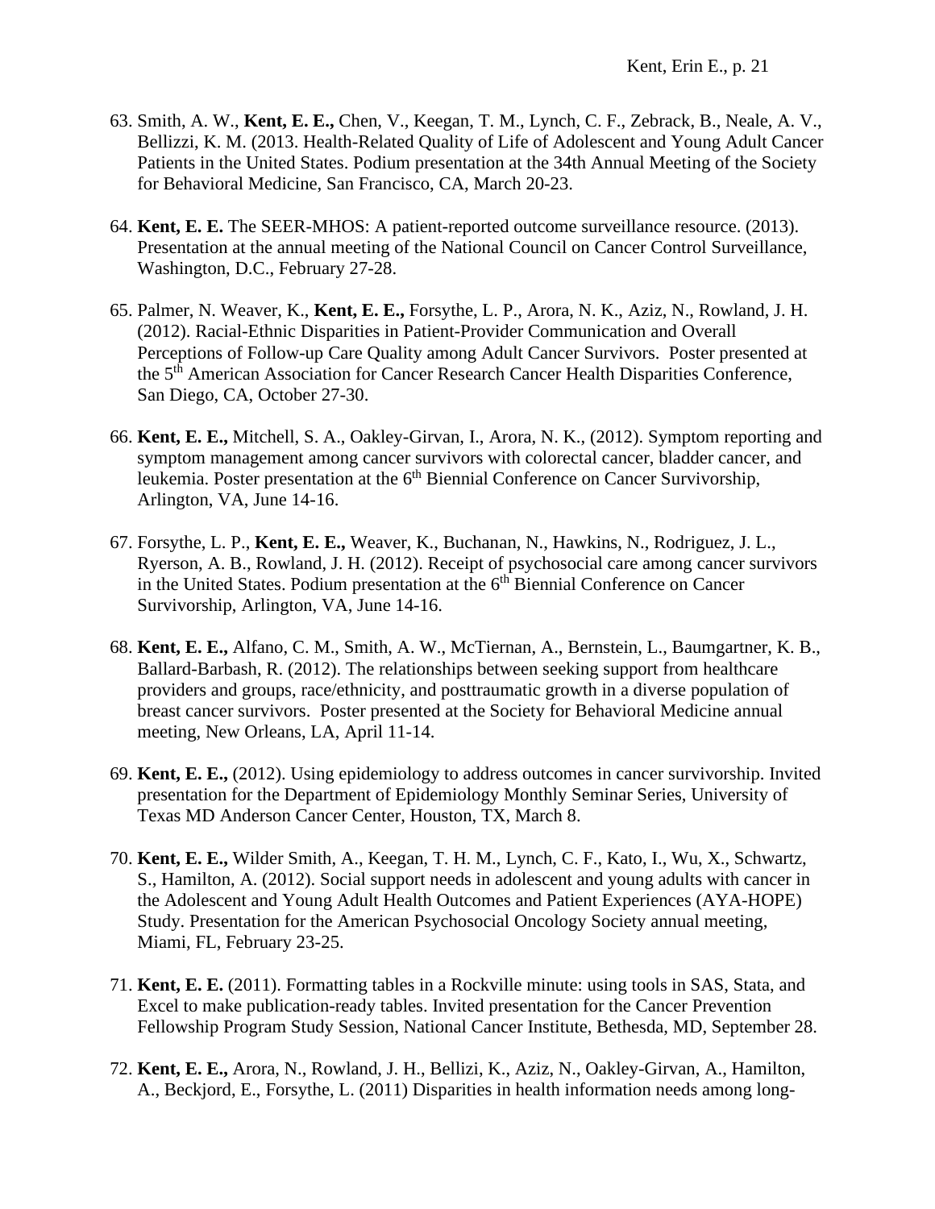63. Smith, A. W., **Kent, E. E.,** Chen, V., Keegan, T. M., Lynch, C. F., Zebrack, B., Neale, A. V., Bellizzi, K. M. (2013. Health-Related Quality of Life of Adolescent and Young Adult Cancer Patients in the United States. Podium presentation at the 34th Annual Meeting of the Society for Behavioral Medicine, San Francisco, CA, March 20-23.

64. **Kent, E. E.** The SEER-MHOS: A patient-reported outcome surveillance resource. (2013). Presentation at the annual meeting of the National Council on Cancer Control Surveillance, Washington, D.C., February 27-28.

65. Palmer, N. Weaver, K., **Kent, E. E.,** Forsythe, L. P., Arora, N. K., Aziz, N., Rowland, J. H. (2012). Racial-Ethnic Disparities in Patient-Provider Communication and Overall Perceptions of Follow-up Care Quality among Adult Cancer Survivors. Poster presented at the 5th American Association for Cancer Research Cancer Health Disparities Conference, San Diego, CA, October 27-30.

66. **Kent, E. E.,** Mitchell, S. A., Oakley-Girvan, I., Arora, N. K., (2012). Symptom reporting and symptom management among cancer survivors with colorectal cancer, bladder cancer, and leukemia. Poster presentation at the 6th Biennial Conference on Cancer Survivorship, Arlington, VA, June 14-16.

67. Forsythe, L. P., **Kent, E. E.,** Weaver, K., Buchanan, N., Hawkins, N., Rodriguez, J. L., Ryerson, A. B., Rowland, J. H. (2012). Receipt of psychosocial care among cancer survivors in the United States. Podium presentation at the 6th Biennial Conference on Cancer Survivorship, Arlington, VA, June 14-16.

68. **Kent, E. E.,** Alfano, C. M., Smith, A. W., McTiernan, A., Bernstein, L., Baumgartner, K. B., Ballard-Barbash, R. (2012). The relationships between seeking support from healthcare providers and groups, race/ethnicity, and posttraumatic growth in a diverse population of breast cancer survivors. Poster presented at the Society for Behavioral Medicine annual meeting, New Orleans, LA, April 11-14.

69. **Kent, E. E.,** (2012). Using epidemiology to address outcomes in cancer survivorship. Invited presentation for the Department of Epidemiology Monthly Seminar Series, University of Texas MD Anderson Cancer Center, Houston, TX, March 8.

70. **Kent, E. E.,** Wilder Smith, A., Keegan, T. H. M., Lynch, C. F., Kato, I., Wu, X., Schwartz, S., Hamilton, A. (2012). Social support needs in adolescent and young adults with cancer in the Adolescent and Young Adult Health Outcomes and Patient Experiences (AYA-HOPE) Study. Presentation for the American Psychosocial Oncology Society annual meeting, Miami, FL, February 23-25.

71. **Kent, E. E.** (2011). Formatting tables in a Rockville minute: using tools in SAS, Stata, and Excel to make publication-ready tables. Invited presentation for the Cancer Prevention Fellowship Program Study Session, National Cancer Institute, Bethesda, MD, September 28.

72. **Kent, E. E.,** Arora, N., Rowland, J. H., Bellizi, K., Aziz, N., Oakley-Girvan, A., Hamilton, A., Beckjord, E., Forsythe, L. (2011) Disparities in health information needs among long-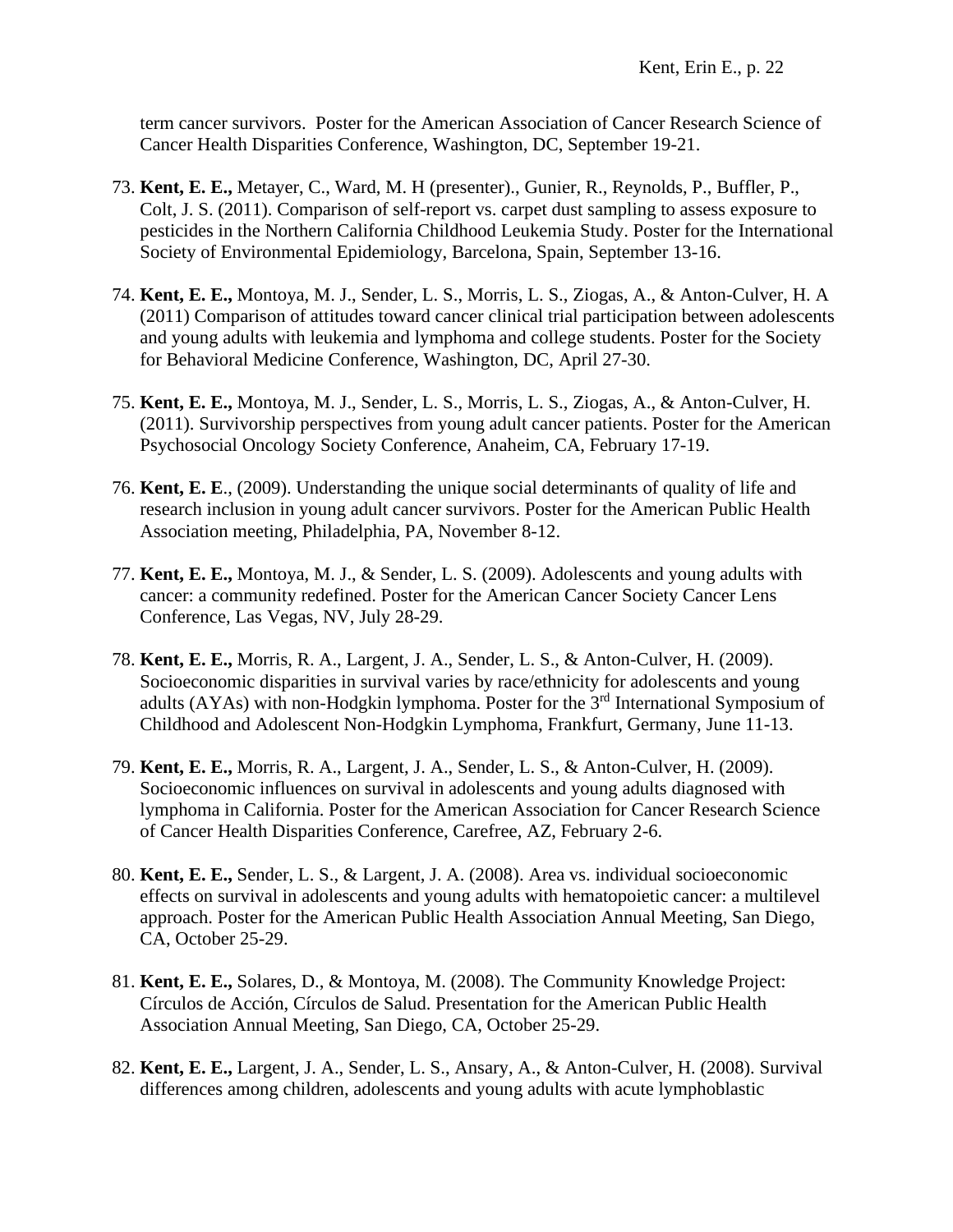term cancer survivors.  Poster for the American Association of Cancer Research Science of Cancer Health Disparities Conference, Washington, DC, September 19-21.

73. **Kent, E. E.,** Metayer, C., Ward, M. H (presenter)., Gunier, R., Reynolds, P., Buffler, P., Colt, J. S. (2011). Comparison of self-report vs. carpet dust sampling to assess exposure to pesticides in the Northern California Childhood Leukemia Study. Poster for the International Society of Environmental Epidemiology, Barcelona, Spain, September 13-16.

74. **Kent, E. E.,** Montoya, M. J., Sender, L. S., Morris, L. S., Ziogas, A., & Anton-Culver, H. A (2011) Comparison of attitudes toward cancer clinical trial participation between adolescents and young adults with leukemia and lymphoma and college students. Poster for the Society for Behavioral Medicine Conference, Washington, DC, April 27-30.

75. **Kent, E. E.,** Montoya, M. J., Sender, L. S., Morris, L. S., Ziogas, A., & Anton-Culver, H. (2011). Survivorship perspectives from young adult cancer patients. Poster for the American Psychosocial Oncology Society Conference, Anaheim, CA, February 17-19.

76. **Kent, E. E**., (2009). Understanding the unique social determinants of quality of life and research inclusion in young adult cancer survivors. Poster for the American Public Health Association meeting, Philadelphia, PA, November 8-12.

77. **Kent, E. E.,** Montoya, M. J., & Sender, L. S. (2009). Adolescents and young adults with cancer: a community redefined. Poster for the American Cancer Society Cancer Lens Conference, Las Vegas, NV, July 28-29.

78. **Kent, E. E.,** Morris, R. A., Largent, J. A., Sender, L. S., & Anton-Culver, H. (2009). Socioeconomic disparities in survival varies by race/ethnicity for adolescents and young adults (AYAs) with non-Hodgkin lymphoma. Poster for the 3rd International Symposium of Childhood and Adolescent Non-Hodgkin Lymphoma, Frankfurt, Germany, June 11-13.

79. **Kent, E. E.,** Morris, R. A., Largent, J. A., Sender, L. S., & Anton-Culver, H. (2009). Socioeconomic influences on survival in adolescents and young adults diagnosed with lymphoma in California. Poster for the American Association for Cancer Research Science of Cancer Health Disparities Conference, Carefree, AZ, February 2-6.

80. **Kent, E. E.,** Sender, L. S., & Largent, J. A. (2008). Area vs. individual socioeconomic effects on survival in adolescents and young adults with hematopoietic cancer: a multilevel approach. Poster for the American Public Health Association Annual Meeting, San Diego, CA, October 25-29.

81. **Kent, E. E.,** Solares, D., & Montoya, M. (2008). The Community Knowledge Project: Círculos de Acción, Círculos de Salud. Presentation for the American Public Health Association Annual Meeting, San Diego, CA, October 25-29.

82. **Kent, E. E.,** Largent, J. A., Sender, L. S., Ansary, A., & Anton-Culver, H. (2008). Survival differences among children, adolescents and young adults with acute lymphoblastic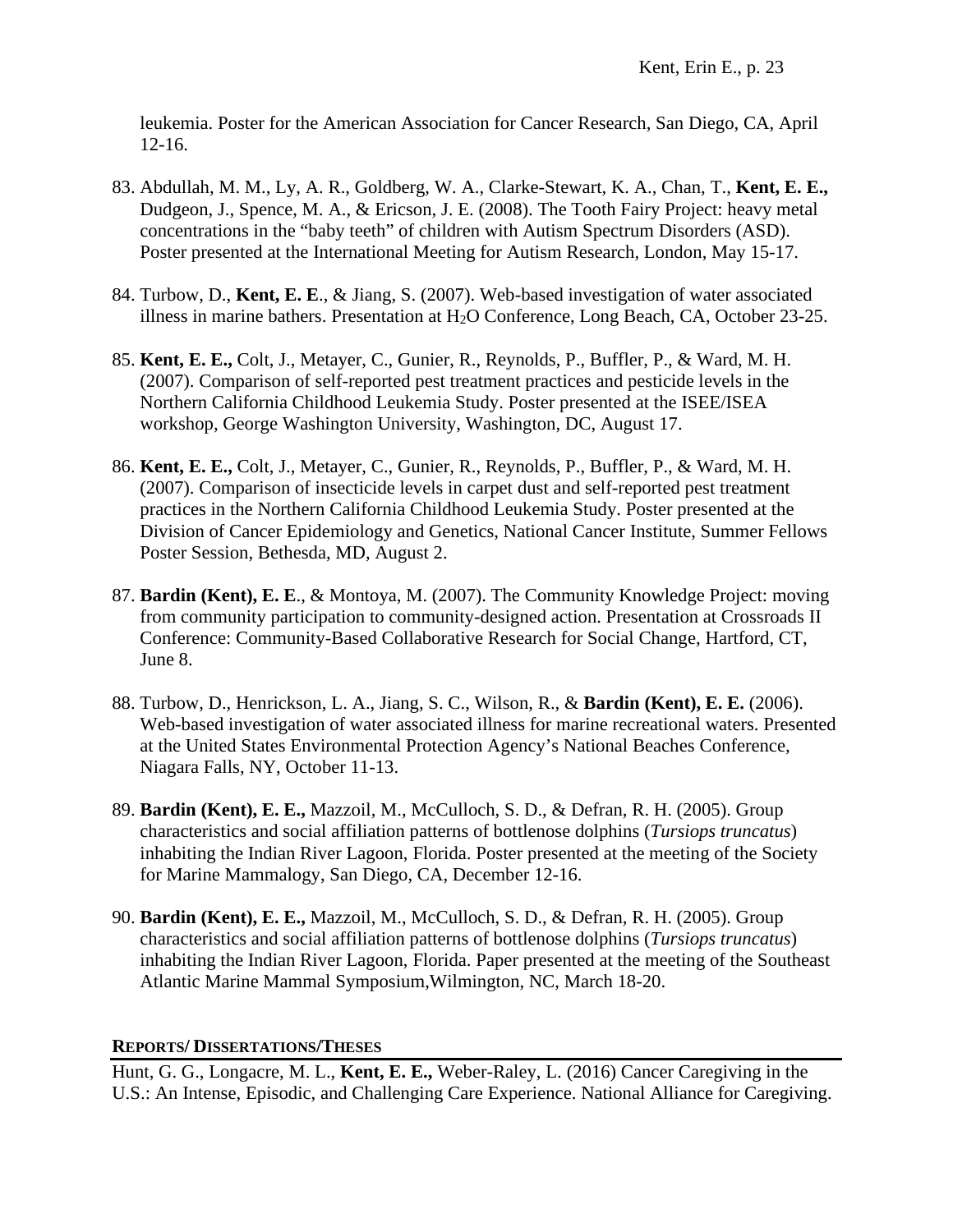leukemia. Poster for the American Association for Cancer Research, San Diego, CA, April 12-16.

83. Abdullah, M. M., Ly, A. R., Goldberg, W. A., Clarke-Stewart, K. A., Chan, T., **Kent, E. E.,** Dudgeon, J., Spence, M. A., & Ericson, J. E. (2008). The Tooth Fairy Project: heavy metal concentrations in the "baby teeth" of children with Autism Spectrum Disorders (ASD). Poster presented at the International Meeting for Autism Research, London, May 15-17.

84. Turbow, D., **Kent, E. E**., & Jiang, S. (2007). Web-based investigation of water associated illness in marine bathers. Presentation at $H_2O$ Conference, Long Beach, CA, October 23-25.

85. **Kent, E. E.,** Colt, J., Metayer, C., Gunier, R., Reynolds, P., Buffler, P., & Ward, M. H. (2007). Comparison of self-reported pest treatment practices and pesticide levels in the Northern California Childhood Leukemia Study. Poster presented at the ISEE/ISEA workshop, George Washington University, Washington, DC, August 17.

86. **Kent, E. E.,** Colt, J., Metayer, C., Gunier, R., Reynolds, P., Buffler, P., & Ward, M. H. (2007). Comparison of insecticide levels in carpet dust and self-reported pest treatment practices in the Northern California Childhood Leukemia Study. Poster presented at the Division of Cancer Epidemiology and Genetics, National Cancer Institute, Summer Fellows Poster Session, Bethesda, MD, August 2.

87. **Bardin (Kent), E. E**., & Montoya, M. (2007). The Community Knowledge Project: moving from community participation to community-designed action. Presentation at Crossroads II Conference: Community-Based Collaborative Research for Social Change, Hartford, CT, June 8.

88. Turbow, D., Henrickson, L. A., Jiang, S. C., Wilson, R., & **Bardin (Kent), E. E.** (2006). Web-based investigation of water associated illness for marine recreational waters. Presented at the United States Environmental Protection Agency's National Beaches Conference, Niagara Falls, NY, October 11-13.

89. **Bardin (Kent), E. E.,** Mazzoil, M., McCulloch, S. D., & Defran, R. H. (2005). Group characteristics and social affiliation patterns of bottlenose dolphins (*Tursiops truncatus*) inhabiting the Indian River Lagoon, Florida. Poster presented at the meeting of the Society for Marine Mammalogy, San Diego, CA, December 12-16.

90. **Bardin (Kent), E. E.,** Mazzoil, M., McCulloch, S. D., & Defran, R. H. (2005). Group characteristics and social affiliation patterns of bottlenose dolphins (*Tursiops truncatus*) inhabiting the Indian River Lagoon, Florida. Paper presented at the meeting of the Southeast Atlantic Marine Mammal Symposium,Wilmington, NC, March 18-20.

## REPORTS/ DISSERTATIONS/THESES

Hunt, G. G., Longacre, M. L., **Kent, E. E.,** Weber-Raley, L. (2016) Cancer Caregiving in the U.S.: An Intense, Episodic, and Challenging Care Experience. National Alliance for Caregiving.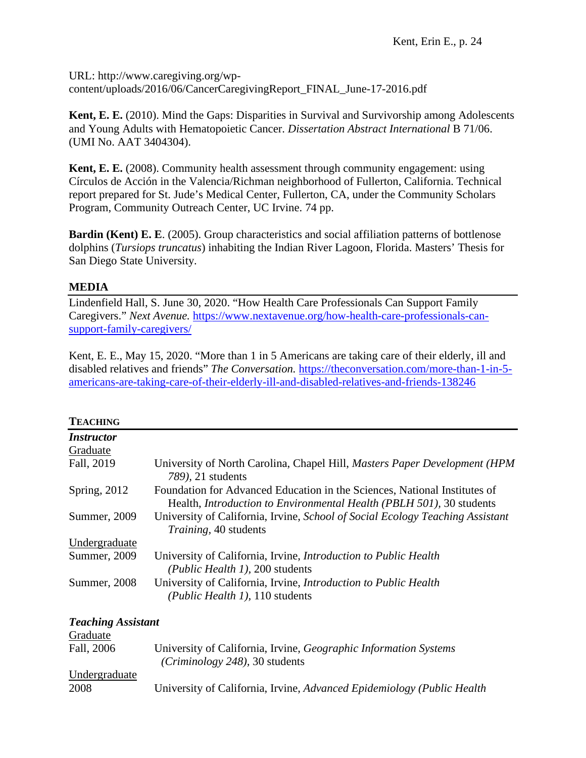URL: http://www.caregiving.org/wp-content/uploads/2016/06/CancerCaregivingReport_FINAL_June-17-2016.pdf

**Kent, E. E.** (2010). Mind the Gaps: Disparities in Survival and Survivorship among Adolescents and Young Adults with Hematopoietic Cancer. *Dissertation Abstract International* B 71/06. (UMI No. AAT 3404304).

**Kent, E. E.** (2008). Community health assessment through community engagement: using Círculos de Acción in the Valencia/Richman neighborhood of Fullerton, California. Technical report prepared for St. Jude's Medical Center, Fullerton, CA, under the Community Scholars Program, Community Outreach Center, UC Irvine. 74 pp.

**Bardin (Kent) E. E**. (2005). Group characteristics and social affiliation patterns of bottlenose dolphins (*Tursiops truncatus*) inhabiting the Indian River Lagoon, Florida. Masters' Thesis for San Diego State University.

## MEDIA

Lindenfield Hall, S. June 30, 2020. "How Health Care Professionals Can Support Family Caregivers." *Next Avenue.* https://www.nextavenue.org/how-health-care-professionals-can-support-family-caregivers/

Kent, E. E., May 15, 2020. "More than 1 in 5 Americans are taking care of their elderly, ill and disabled relatives and friends" *The Conversation.* https://theconversation.com/more-than-1-in-5-americans-are-taking-care-of-their-elderly-ill-and-disabled-relatives-and-friends-138246

## TEACHING

### *Instructor*

Graduate

| | |
|---|---|
| Fall, 2019 | University of North Carolina, Chapel Hill, *Masters Paper Development (HPM 789)*, 21 students |
| Spring, 2012 | Foundation for Advanced Education in the Sciences, National Institutes of Health, *Introduction to Environmental Health (PBLH 501)*, 30 students |
| Summer, 2009 | University of California, Irvine, *School of Social Ecology Teaching Assistant Training*, 40 students |

Undergraduate

| | |
|---|---|
| Summer, 2009 | University of California, Irvine, *Introduction to Public Health (Public Health 1)*, 200 students |
| Summer, 2008 | University of California, Irvine, *Introduction to Public Health (Public Health 1)*, 110 students |

### *Teaching Assistant*

Graduate

| | |
|---|---|
| Fall, 2006 | University of California, Irvine, *Geographic Information Systems (Criminology 248)*, 30 students |

Undergraduate

| | |
|---|---|
| 2008 | University of California, Irvine, *Advanced Epidemiology (Public Health* |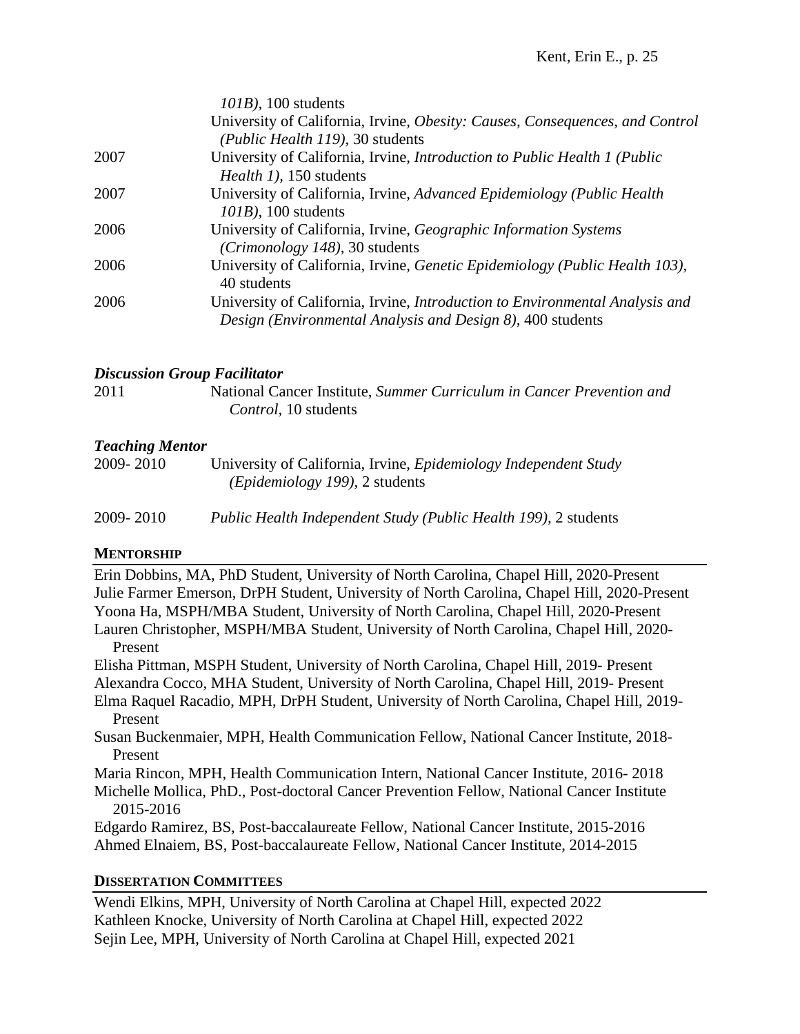| | |
|---|---|
| | *101B)*, 100 students |
| | University of California, Irvine, *Obesity: Causes, Consequences, and Control (Public Health 119)*, 30 students |
| 2007 | University of California, Irvine, *Introduction to Public Health 1 (Public Health 1)*, 150 students |
| 2007 | University of California, Irvine, *Advanced Epidemiology (Public Health 101B)*, 100 students |
| 2006 | University of California, Irvine, *Geographic Information Systems (Crimonology 148)*, 30 students |
| 2006 | University of California, Irvine, *Genetic Epidemiology (Public Health 103)*, 40 students |
| 2006 | University of California, Irvine, *Introduction to Environmental Analysis and Design (Environmental Analysis and Design 8)*, 400 students |

***Discussion Group Facilitator***

| | |
|---|---|
| 2011 | National Cancer Institute, *Summer Curriculum in Cancer Prevention and Control*, 10 students |

***Teaching Mentor***

| | |
|---|---|
| 2009- 2010 | University of California, Irvine, *Epidemiology Independent Study (Epidemiology 199)*, 2 students |
| 2009- 2010 | *Public Health Independent Study (Public Health 199)*, 2 students |

## MENTORSHIP

Erin Dobbins, MA, PhD Student, University of North Carolina, Chapel Hill, 2020-Present
Julie Farmer Emerson, DrPH Student, University of North Carolina, Chapel Hill, 2020-Present
Yoona Ha, MSPH/MBA Student, University of North Carolina, Chapel Hill, 2020-Present
Lauren Christopher, MSPH/MBA Student, University of North Carolina, Chapel Hill, 2020-Present
Elisha Pittman, MSPH Student, University of North Carolina, Chapel Hill, 2019- Present
Alexandra Cocco, MHA Student, University of North Carolina, Chapel Hill, 2019- Present
Elma Raquel Racadio, MPH, DrPH Student, University of North Carolina, Chapel Hill, 2019-Present
Susan Buckenmaier, MPH, Health Communication Fellow, National Cancer Institute, 2018-Present
Maria Rincon, MPH, Health Communication Intern, National Cancer Institute, 2016- 2018
Michelle Mollica, PhD., Post-doctoral Cancer Prevention Fellow, National Cancer Institute 2015-2016
Edgardo Ramirez, BS, Post-baccalaureate Fellow, National Cancer Institute, 2015-2016
Ahmed Elnaiem, BS, Post-baccalaureate Fellow, National Cancer Institute, 2014-2015

## DISSERTATION COMMITTEES

Wendi Elkins, MPH, University of North Carolina at Chapel Hill, expected 2022
Kathleen Knocke, University of North Carolina at Chapel Hill, expected 2022
Sejin Lee, MPH, University of North Carolina at Chapel Hill, expected 2021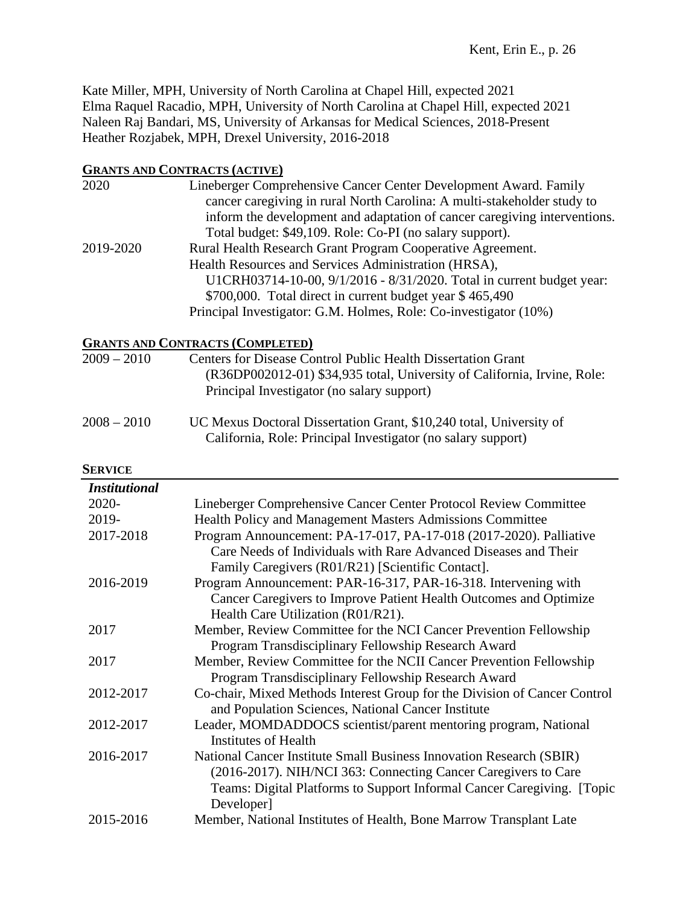Kate Miller, MPH, University of North Carolina at Chapel Hill, expected 2021
Elma Raquel Racadio, MPH, University of North Carolina at Chapel Hill, expected 2021
Naleen Raj Bandari, MS, University of Arkansas for Medical Sciences, 2018-Present
Heather Rozjabek, MPH, Drexel University, 2016-2018

## GRANTS AND CONTRACTS (ACTIVE)

| | |
|---|---|
| 2020 | Lineberger Comprehensive Cancer Center Development Award. Family cancer caregiving in rural North Carolina: A multi-stakeholder study to inform the development and adaptation of cancer caregiving interventions. Total budget: $49,109. Role: Co-PI (no salary support). |
| 2019-2020 | Rural Health Research Grant Program Cooperative Agreement. Health Resources and Services Administration (HRSA), U1CRH03714-10-00, 9/1/2016 - 8/31/2020. Total in current budget year: $700,000. Total direct in current budget year $ 465,490 Principal Investigator: G.M. Holmes, Role: Co-investigator (10%) |

## GRANTS AND CONTRACTS (COMPLETED)

| | |
|---|---|
| 2009 – 2010 | Centers for Disease Control Public Health Dissertation Grant (R36DP002012-01) $34,935 total, University of California, Irvine, Role: Principal Investigator (no salary support) |
| 2008 – 2010 | UC Mexus Doctoral Dissertation Grant, $10,240 total, University of California, Role: Principal Investigator (no salary support) |

## SERVICE

***Institutional***

| | |
|---|---|
| 2020- | Lineberger Comprehensive Cancer Center Protocol Review Committee |
| 2019- | Health Policy and Management Masters Admissions Committee |
| 2017-2018 | Program Announcement: PA-17-017, PA-17-018 (2017-2020). Palliative Care Needs of Individuals with Rare Advanced Diseases and Their Family Caregivers (R01/R21) [Scientific Contact]. |
| 2016-2019 | Program Announcement: PAR-16-317, PAR-16-318. Intervening with Cancer Caregivers to Improve Patient Health Outcomes and Optimize Health Care Utilization (R01/R21). |
| 2017 | Member, Review Committee for the NCI Cancer Prevention Fellowship Program Transdisciplinary Fellowship Research Award |
| 2017 | Member, Review Committee for the NCII Cancer Prevention Fellowship Program Transdisciplinary Fellowship Research Award |
| 2012-2017 | Co-chair, Mixed Methods Interest Group for the Division of Cancer Control and Population Sciences, National Cancer Institute |
| 2012-2017 | Leader, MOMDADDOCS scientist/parent mentoring program, National Institutes of Health |
| 2016-2017 | National Cancer Institute Small Business Innovation Research (SBIR) (2016-2017). NIH/NCI 363: Connecting Cancer Caregivers to Care Teams: Digital Platforms to Support Informal Cancer Caregiving. [Topic Developer] |
| 2015-2016 | Member, National Institutes of Health, Bone Marrow Transplant Late |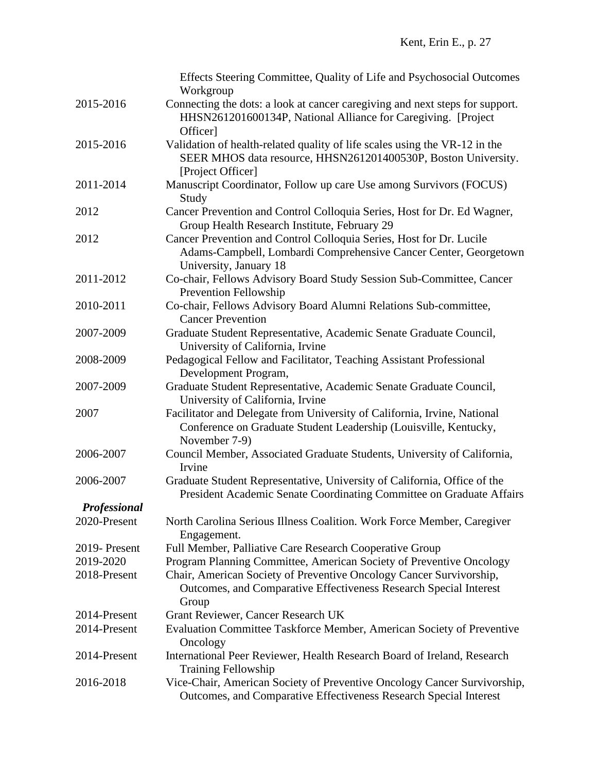| | |
|---|---|
| | Effects Steering Committee, Quality of Life and Psychosocial Outcomes Workgroup |
| 2015-2016 | Connecting the dots: a look at cancer caregiving and next steps for support. HHSN261201600134P, National Alliance for Caregiving. [Project Officer] |
| 2015-2016 | Validation of health-related quality of life scales using the VR-12 in the SEER MHOS data resource, HHSN261201400530P, Boston University. [Project Officer] |
| 2011-2014 | Manuscript Coordinator, Follow up care Use among Survivors (FOCUS) Study |
| 2012 | Cancer Prevention and Control Colloquia Series, Host for Dr. Ed Wagner, Group Health Research Institute, February 29 |
| 2012 | Cancer Prevention and Control Colloquia Series, Host for Dr. Lucile Adams-Campbell, Lombardi Comprehensive Cancer Center, Georgetown University, January 18 |
| 2011-2012 | Co-chair, Fellows Advisory Board Study Session Sub-Committee, Cancer Prevention Fellowship |
| 2010-2011 | Co-chair, Fellows Advisory Board Alumni Relations Sub-committee, Cancer Prevention |
| 2007-2009 | Graduate Student Representative, Academic Senate Graduate Council, University of California, Irvine |
| 2008-2009 | Pedagogical Fellow and Facilitator, Teaching Assistant Professional Development Program, |
| 2007-2009 | Graduate Student Representative, Academic Senate Graduate Council, University of California, Irvine |
| 2007 | Facilitator and Delegate from University of California, Irvine, National Conference on Graduate Student Leadership (Louisville, Kentucky, November 7-9) |
| 2006-2007 | Council Member, Associated Graduate Students, University of California, Irvine |
| 2006-2007 | Graduate Student Representative, University of California, Office of the President Academic Senate Coordinating Committee on Graduate Affairs |

***Professional***

| | |
|---|---|
| 2020-Present | North Carolina Serious Illness Coalition. Work Force Member, Caregiver Engagement. |
| 2019- Present | Full Member, Palliative Care Research Cooperative Group |
| 2019-2020 | Program Planning Committee, American Society of Preventive Oncology |
| 2018-Present | Chair, American Society of Preventive Oncology Cancer Survivorship, Outcomes, and Comparative Effectiveness Research Special Interest Group |
| 2014-Present | Grant Reviewer, Cancer Research UK |
| 2014-Present | Evaluation Committee Taskforce Member, American Society of Preventive Oncology |
| 2014-Present | International Peer Reviewer, Health Research Board of Ireland, Research Training Fellowship |
| 2016-2018 | Vice-Chair, American Society of Preventive Oncology Cancer Survivorship, Outcomes, and Comparative Effectiveness Research Special Interest |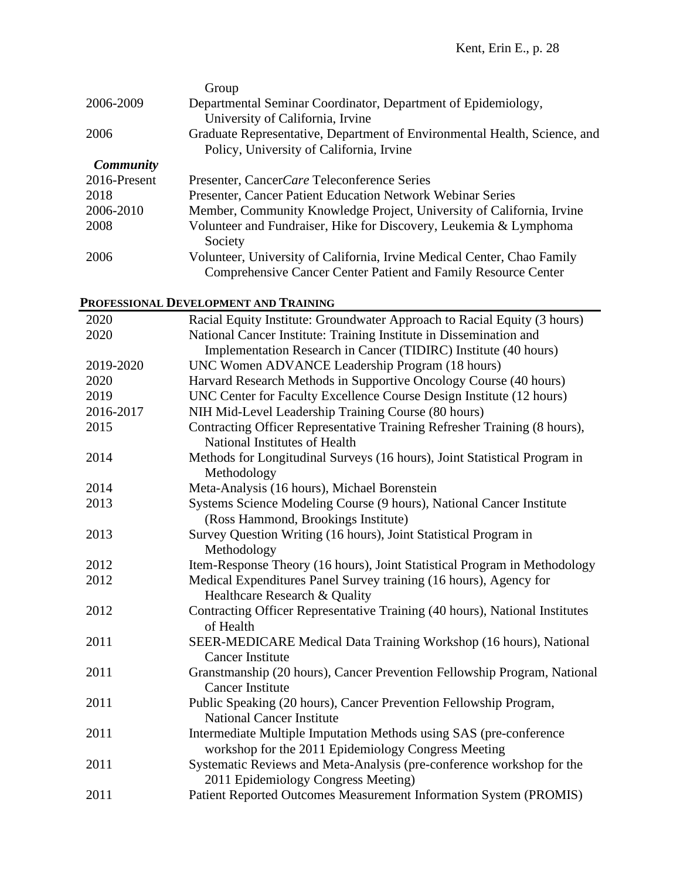| | |
|---|---|
| | Group |
| 2006-2009 | Departmental Seminar Coordinator, Department of Epidemiology, University of California, Irvine |
| 2006 | Graduate Representative, Department of Environmental Health, Science, and Policy, University of California, Irvine |

***Community***

| | |
|---|---|
| 2016-Present | Presenter, Cancer*Care* Teleconference Series |
| 2018 | Presenter, Cancer Patient Education Network Webinar Series |
| 2006-2010 | Member, Community Knowledge Project, University of California, Irvine |
| 2008 | Volunteer and Fundraiser, Hike for Discovery, Leukemia & Lymphoma Society |
| 2006 | Volunteer, University of California, Irvine Medical Center, Chao Family Comprehensive Cancer Center Patient and Family Resource Center |

## Professional Development and Training

| | |
|---|---|
| 2020 | Racial Equity Institute: Groundwater Approach to Racial Equity (3 hours) |
| 2020 | National Cancer Institute: Training Institute in Dissemination and Implementation Research in Cancer (TIDIRC) Institute (40 hours) |
| 2019-2020 | UNC Women ADVANCE Leadership Program (18 hours) |
| 2020 | Harvard Research Methods in Supportive Oncology Course (40 hours) |
| 2019 | UNC Center for Faculty Excellence Course Design Institute (12 hours) |
| 2016-2017 | NIH Mid-Level Leadership Training Course (80 hours) |
| 2015 | Contracting Officer Representative Training Refresher Training (8 hours), National Institutes of Health |
| 2014 | Methods for Longitudinal Surveys (16 hours), Joint Statistical Program in Methodology |
| 2014 | Meta-Analysis (16 hours), Michael Borenstein |
| 2013 | Systems Science Modeling Course (9 hours), National Cancer Institute (Ross Hammond, Brookings Institute) |
| 2013 | Survey Question Writing (16 hours), Joint Statistical Program in Methodology |
| 2012 | Item-Response Theory (16 hours), Joint Statistical Program in Methodology |
| 2012 | Medical Expenditures Panel Survey training (16 hours), Agency for Healthcare Research & Quality |
| 2012 | Contracting Officer Representative Training (40 hours), National Institutes of Health |
| 2011 | SEER-MEDICARE Medical Data Training Workshop (16 hours), National Cancer Institute |
| 2011 | Granstmanship (20 hours), Cancer Prevention Fellowship Program, National Cancer Institute |
| 2011 | Public Speaking (20 hours), Cancer Prevention Fellowship Program, National Cancer Institute |
| 2011 | Intermediate Multiple Imputation Methods using SAS (pre-conference workshop for the 2011 Epidemiology Congress Meeting |
| 2011 | Systematic Reviews and Meta-Analysis (pre-conference workshop for the 2011 Epidemiology Congress Meeting) |
| 2011 | Patient Reported Outcomes Measurement Information System (PROMIS) |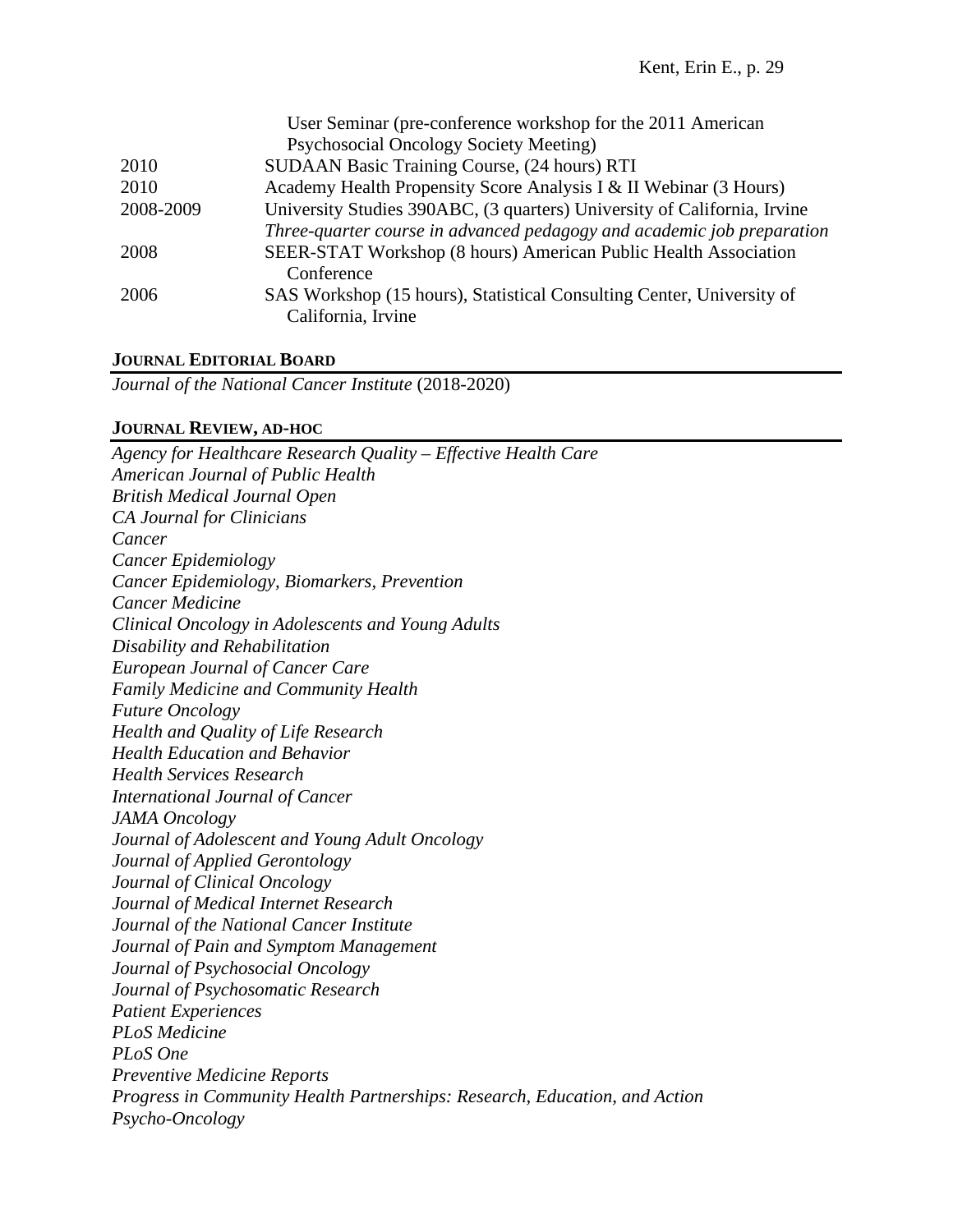User Seminar (pre-conference workshop for the 2011 American Psychosocial Oncology Society Meeting)

| | |
|---|---|
| 2010 | SUDAAN Basic Training Course, (24 hours) RTI |
| 2010 | Academy Health Propensity Score Analysis I & II Webinar (3 Hours) |
| 2008-2009 | University Studies 390ABC, (3 quarters) University of California, Irvine *Three-quarter course in advanced pedagogy and academic job preparation* |
| 2008 | SEER-STAT Workshop (8 hours) American Public Health Association Conference |
| 2006 | SAS Workshop (15 hours), Statistical Consulting Center, University of California, Irvine |

## JOURNAL EDITORIAL BOARD

*Journal of the National Cancer Institute* (2018-2020)

## JOURNAL REVIEW, AD-HOC

*Agency for Healthcare Research Quality – Effective Health Care*
*American Journal of Public Health*
*British Medical Journal Open*
*CA Journal for Clinicians*
*Cancer*
*Cancer Epidemiology*
*Cancer Epidemiology, Biomarkers, Prevention*
*Cancer Medicine*
*Clinical Oncology in Adolescents and Young Adults*
*Disability and Rehabilitation*
*European Journal of Cancer Care*
*Family Medicine and Community Health*
*Future Oncology*
*Health and Quality of Life Research*
*Health Education and Behavior*
*Health Services Research*
*International Journal of Cancer*
*JAMA Oncology*
*Journal of Adolescent and Young Adult Oncology*
*Journal of Applied Gerontology*
*Journal of Clinical Oncology*
*Journal of Medical Internet Research*
*Journal of the National Cancer Institute*
*Journal of Pain and Symptom Management*
*Journal of Psychosocial Oncology*
*Journal of Psychosomatic Research*
*Patient Experiences*
*PLoS Medicine*
*PLoS One*
*Preventive Medicine Reports*
*Progress in Community Health Partnerships: Research, Education, and Action*
*Psycho-Oncology*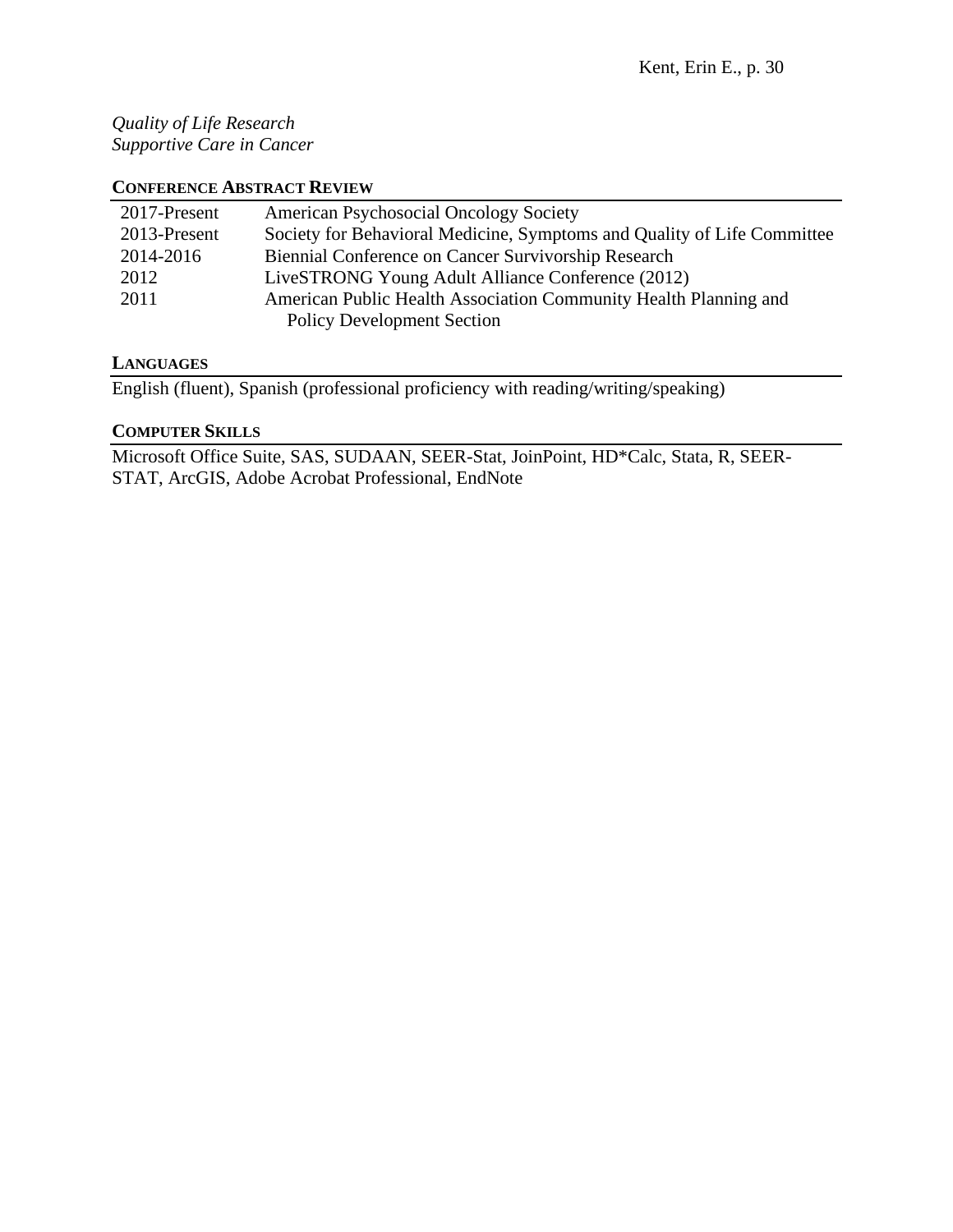*Quality of Life Research*
*Supportive Care in Cancer*

## CONFERENCE ABSTRACT REVIEW

| | |
|---|---|
| 2017-Present | American Psychosocial Oncology Society |
| 2013-Present | Society for Behavioral Medicine, Symptoms and Quality of Life Committee |
| 2014-2016 | Biennial Conference on Cancer Survivorship Research |
| 2012 | LiveSTRONG Young Adult Alliance Conference (2012) |
| 2011 | American Public Health Association Community Health Planning and Policy Development Section |

## LANGUAGES

English (fluent), Spanish (professional proficiency with reading/writing/speaking)

## COMPUTER SKILLS

Microsoft Office Suite, SAS, SUDAAN, SEER-Stat, JoinPoint, HD*Calc, Stata, R, SEER-STAT, ArcGIS, Adobe Acrobat Professional, EndNote